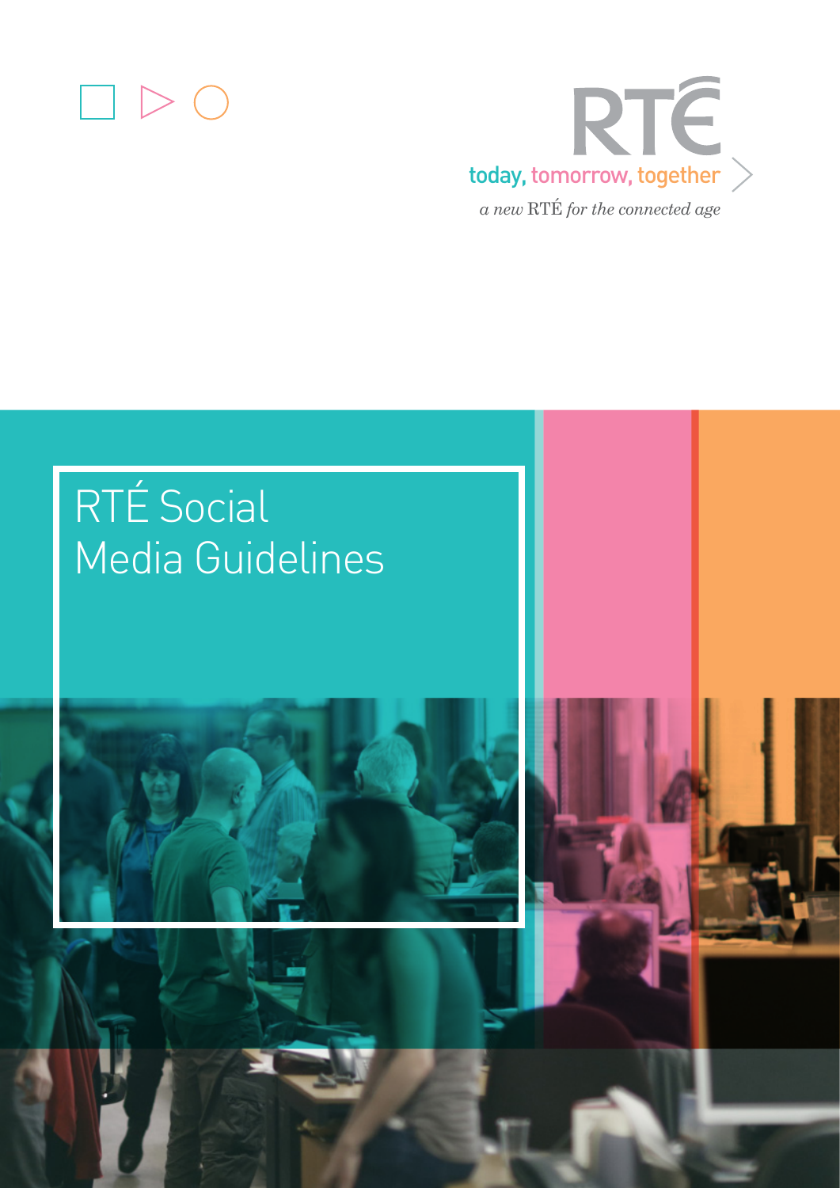RTÉ

today, tomorrow, together

*a new RTÉ for the connected age*

# RTÉ Social Media Guidelines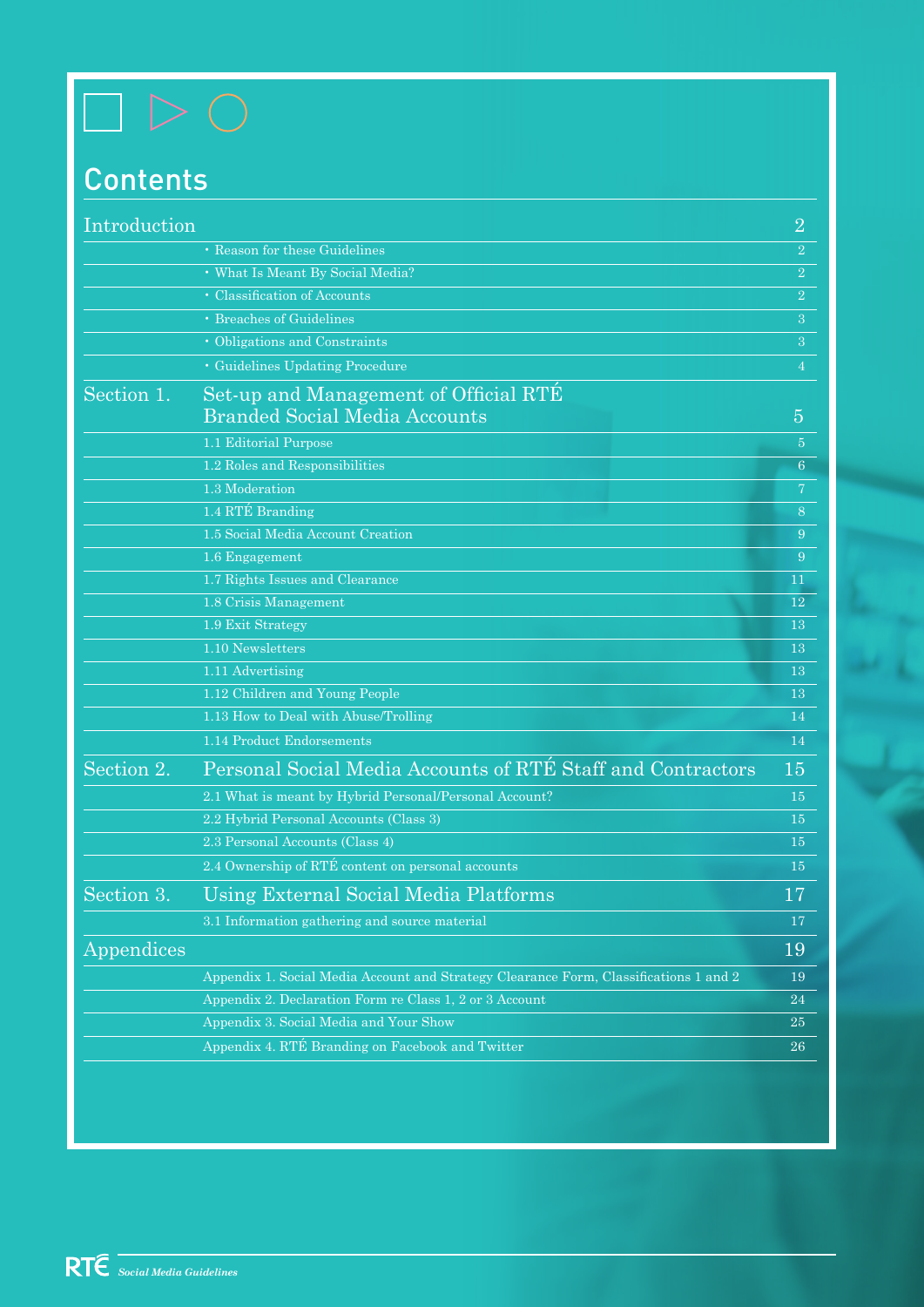# Contents

| | | |
|---|---|---|
| Introduction | | 2 |
| | • Reason for these Guidelines | 2 |
| | • What Is Meant By Social Media? | 2 |
| | • Classification of Accounts | 2 |
| | • Breaches of Guidelines | 3 |
| | • Obligations and Constraints | 3 |
| | • Guidelines Updating Procedure | 4 |
| Section 1. | Set-up and Management of Official RTÉ Branded Social Media Accounts | 5 |
| | 1.1 Editorial Purpose | 5 |
| | 1.2 Roles and Responsibilities | 6 |
| | 1.3 Moderation | 7 |
| | 1.4 RTÉ Branding | 8 |
| | 1.5 Social Media Account Creation | 9 |
| | 1.6 Engagement | 9 |
| | 1.7 Rights Issues and Clearance | 11 |
| | 1.8 Crisis Management | 12 |
| | 1.9 Exit Strategy | 13 |
| | 1.10 Newsletters | 13 |
| | 1.11 Advertising | 13 |
| | 1.12 Children and Young People | 13 |
| | 1.13 How to Deal with Abuse/Trolling | 14 |
| | 1.14 Product Endorsements | 14 |
| Section 2. | Personal Social Media Accounts of RTÉ Staff and Contractors | 15 |
| | 2.1 What is meant by Hybrid Personal/Personal Account? | 15 |
| | 2.2 Hybrid Personal Accounts (Class 3) | 15 |
| | 2.3 Personal Accounts (Class 4) | 15 |
| | 2.4 Ownership of RTÉ content on personal accounts | 15 |
| Section 3. | Using External Social Media Platforms | 17 |
| | 3.1 Information gathering and source material | 17 |
| Appendices | | 19 |
| | Appendix 1. Social Media Account and Strategy Clearance Form, Classifications 1 and 2 | 19 |
| | Appendix 2. Declaration Form re Class 1, 2 or 3 Account | 24 |
| | Appendix 3. Social Media and Your Show | 25 |
| | Appendix 4. RTÉ Branding on Facebook and Twitter | 26 |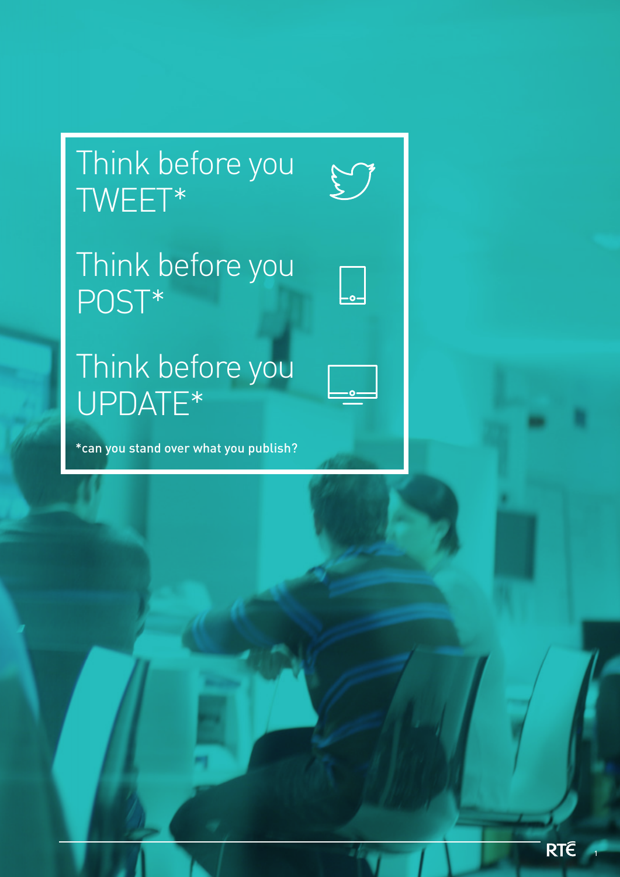Think before you TWEET*

Think before you POST*

Think before you UPDATE*

*can you stand over what you publish?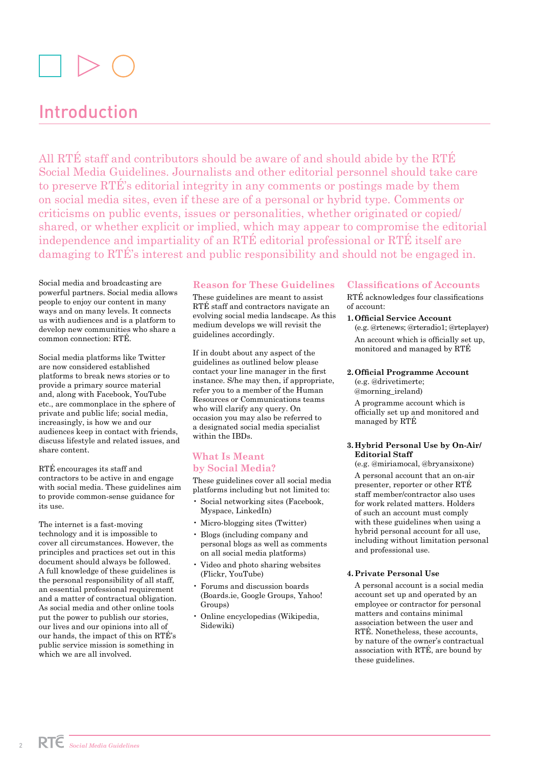# Introduction

All RTÉ staff and contributors should be aware of and should abide by the RTÉ Social Media Guidelines. Journalists and other editorial personnel should take care to preserve RTÉ's editorial integrity in any comments or postings made by them on social media sites, even if these are of a personal or hybrid type. Comments or criticisms on public events, issues or personalities, whether originated or copied/shared, or whether explicit or implied, which may appear to compromise the editorial independence and impartiality of an RTÉ editorial professional or RTÉ itself are damaging to RTÉ's interest and public responsibility and should not be engaged in.

Social media and broadcasting are powerful partners. Social media allows people to enjoy our content in many ways and on many levels. It connects us with audiences and is a platform to develop new communities who share a common connection: RTÉ.

Social media platforms like Twitter are now considered established platforms to break news stories or to provide a primary source material and, along with Facebook, YouTube etc., are commonplace in the sphere of private and public life; social media, increasingly, is how we and our audiences keep in contact with friends, discuss lifestyle and related issues, and share content.

RTÉ encourages its staff and contractors to be active in and engage with social media. These guidelines aim to provide common-sense guidance for its use.

The internet is a fast-moving technology and it is impossible to cover all circumstances. However, the principles and practices set out in this document should always be followed. A full knowledge of these guidelines is the personal responsibility of all staff, an essential professional requirement and a matter of contractual obligation. As social media and other online tools put the power to publish our stories, our lives and our opinions into all of our hands, the impact of this on RTÉ's public service mission is something in which we are all involved.

## Reason for These Guidelines

These guidelines are meant to assist RTÉ staff and contractors navigate an evolving social media landscape. As this medium develops we will revisit the guidelines accordingly.

If in doubt about any aspect of the guidelines as outlined below please contact your line manager in the first instance. S/he may then, if appropriate, refer you to a member of the Human Resources or Communications teams who will clarify any query. On occasion you may also be referred to a designated social media specialist within the IBDs.

## What Is Meant by Social Media?

These guidelines cover all social media platforms including but not limited to:

- Social networking sites (Facebook, Myspace, LinkedIn)
- Micro-blogging sites (Twitter)
- Blogs (including company and personal blogs as well as comments on all social media platforms)
- Video and photo sharing websites (Flickr, YouTube)
- Forums and discussion boards (Boards.ie, Google Groups, Yahoo! Groups)
- Online encyclopedias (Wikipedia, Sidewiki)

## Classifications of Accounts

RTÉ acknowledges four classifications of account:

1. **Official Service Account**
   (e.g. @rtenews; @rteradio1; @rteplayer)
   An account which is officially set up, monitored and managed by RTÉ

2. **Official Programme Account**
   (e.g. @drivetimerte; @morning_ireland)
   A programme account which is officially set up and monitored and managed by RTÉ

3. **Hybrid Personal Use by On-Air/Editorial Staff**
   (e.g. @miriamocal, @bryansixone)
   A personal account that an on-air presenter, reporter or other RTÉ staff member/contractor also uses for work related matters. Holders of such an account must comply with these guidelines when using a hybrid personal account for all use, including without limitation personal and professional use.

4. **Private Personal Use**
   A personal account is a social media account set up and operated by an employee or contractor for personal matters and contains minimal association between the user and RTÉ. Nonetheless, these accounts, by nature of the owner's contractual association with RTÉ, are bound by these guidelines.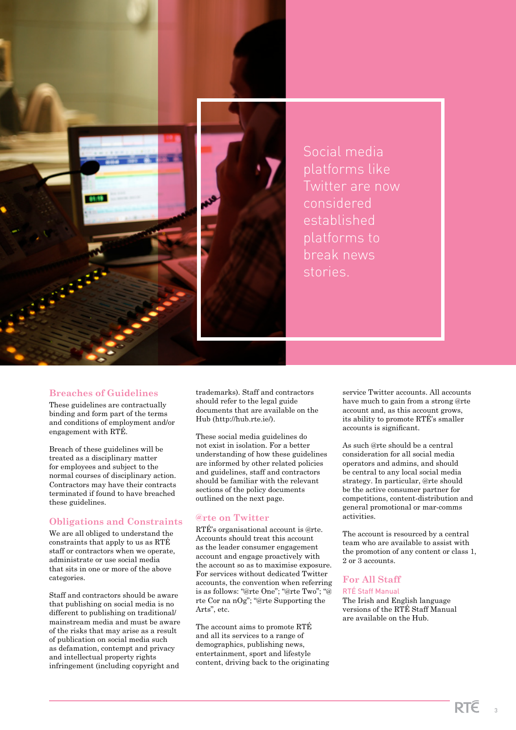Social media platforms like Twitter are now considered established platforms to break news stories.

## Breaches of Guidelines

These guidelines are contractually binding and form part of the terms and conditions of employment and/or engagement with RTÉ.

Breach of these guidelines will be treated as a disciplinary matter for employees and subject to the normal courses of disciplinary action. Contractors may have their contracts terminated if found to have breached these guidelines.

## Obligations and Constraints

We are all obliged to understand the constraints that apply to us as RTÉ staff or contractors when we operate, administrate or use social media that sits in one or more of the above categories.

Staff and contractors should be aware that publishing on social media is no different to publishing on traditional/mainstream media and must be aware of the risks that may arise as a result of publication on social media such as defamation, contempt and privacy and intellectual property rights infringement (including copyright and trademarks). Staff and contractors should refer to the legal guide documents that are available on the Hub (http://hub.rte.ie/).

These social media guidelines do not exist in isolation. For a better understanding of how these guidelines are informed by other related policies and guidelines, staff and contractors should be familiar with the relevant sections of the policy documents outlined on the next page.

## @rte on Twitter

RTÉ's organisational account is @rte. Accounts should treat this account as the leader consumer engagement account and engage proactively with the account so as to maximise exposure. For services without dedicated Twitter accounts, the convention when referring is as follows: "@rte One"; "@rte Two"; "@rte Cor na nOg"; "@rte Supporting the Arts", etc.

The account aims to promote RTÉ and all its services to a range of demographics, publishing news, entertainment, sport and lifestyle content, driving back to the originating service Twitter accounts. All accounts have much to gain from a strong @rte account and, as this account grows, its ability to promote RTÉ's smaller accounts is significant.

As such @rte should be a central consideration for all social media operators and admins, and should be central to any local social media strategy. In particular, @rte should be the active consumer partner for competitions, content-distribution and general promotional or mar-comms activities.

The account is resourced by a central team who are available to assist with the promotion of any content or class 1, 2 or 3 accounts.

## For All Staff

### RTÉ Staff Manual

The Irish and English language versions of the RTÉ Staff Manual are available on the Hub.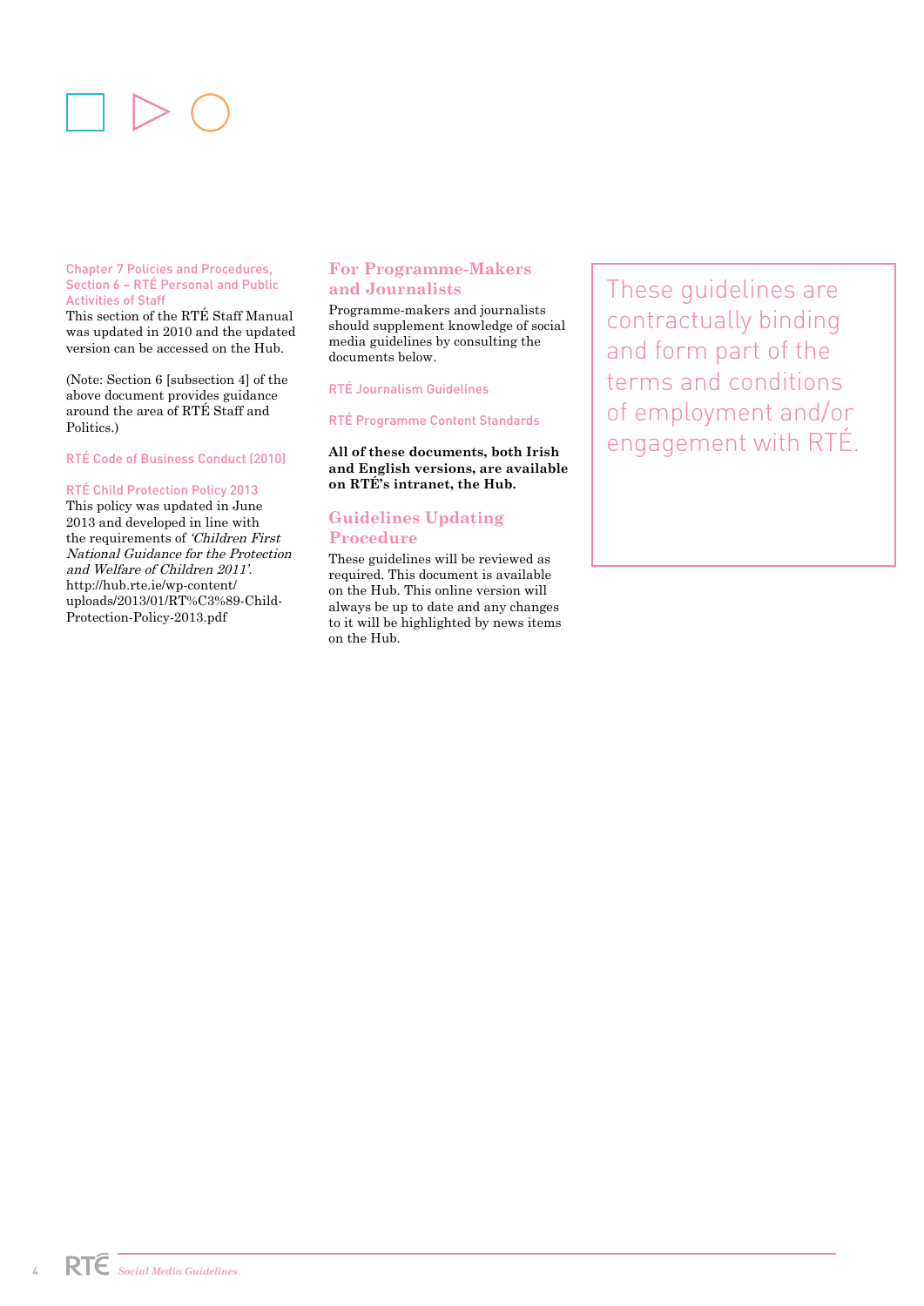### Chapter 7 Policies and Procedures, Section 6 – RTÉ Personal and Public Activities of Staff

This section of the RTÉ Staff Manual was updated in 2010 and the updated version can be accessed on the Hub.

(Note: Section 6 [subsection 4] of the above document provides guidance around the area of RTÉ Staff and Politics.)

### RTÉ Code of Business Conduct (2010)

### RTÉ Child Protection Policy 2013

This policy was updated in June 2013 and developed in line with the requirements of *'Children First National Guidance for the Protection and Welfare of Children 2011'*. http://hub.rte.ie/wp-content/uploads/2013/01/RT%C3%89-Child-Protection-Policy-2013.pdf

## For Programme-Makers and Journalists

Programme-makers and journalists should supplement knowledge of social media guidelines by consulting the documents below.

### RTÉ Journalism Guidelines

### RTÉ Programme Content Standards

**All of these documents, both Irish and English versions, are available on RTÉ's intranet, the Hub.**

## Guidelines Updating Procedure

These guidelines will be reviewed as required. This document is available on the Hub. This online version will always be up to date and any changes to it will be highlighted by news items on the Hub.

These guidelines are contractually binding and form part of the terms and conditions of employment and/or engagement with RTÉ.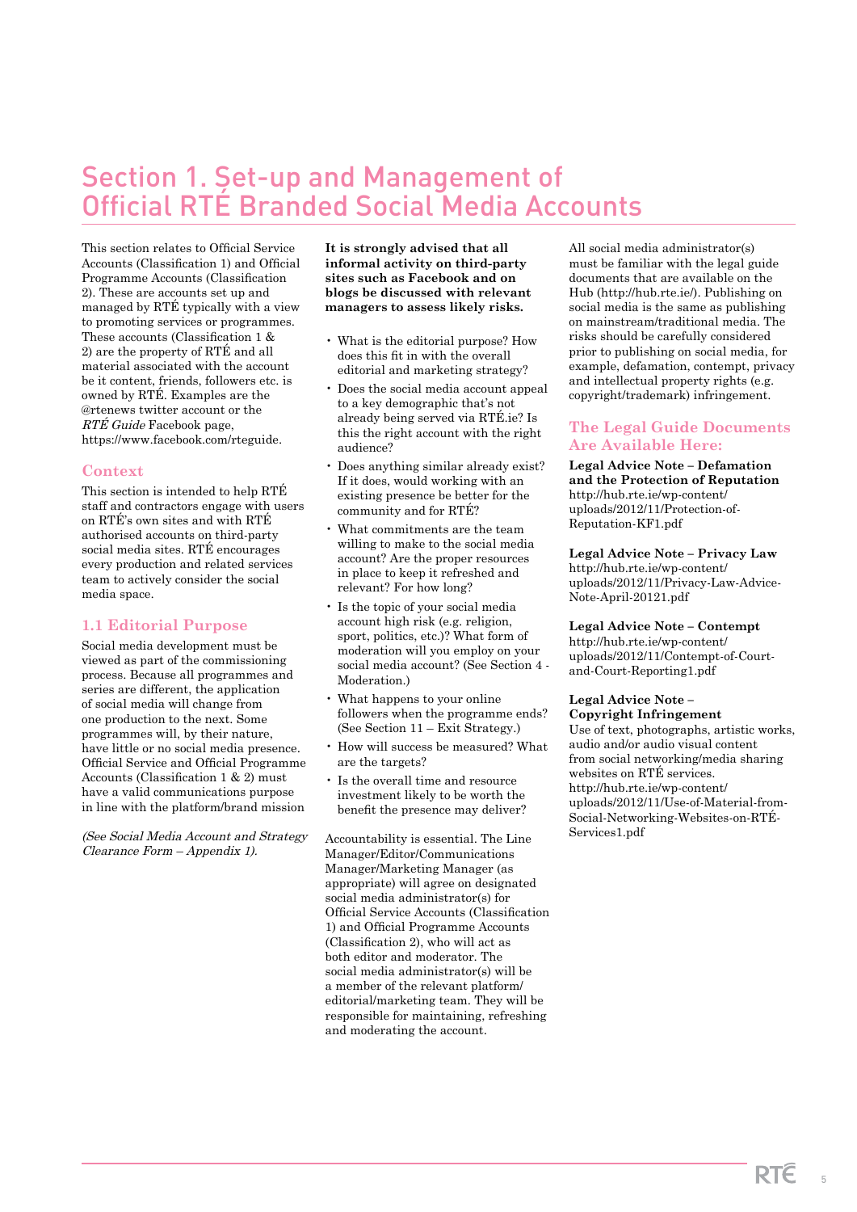# Section 1. Set-up and Management of Official RTÉ Branded Social Media Accounts

This section relates to Official Service Accounts (Classification 1) and Official Programme Accounts (Classification 2). These are accounts set up and managed by RTÉ typically with a view to promoting services or programmes. These accounts (Classification 1 & 2) are the property of RTÉ and all material associated with the account be it content, friends, followers etc. is owned by RTÉ. Examples are the @rtenews twitter account or the *RTÉ Guide* Facebook page, https://www.facebook.com/rteguide.

## Context

This section is intended to help RTÉ staff and contractors engage with users on RTÉ's own sites and with RTÉ authorised accounts on third-party social media sites. RTÉ encourages every production and related services team to actively consider the social media space.

## 1.1 Editorial Purpose

Social media development must be viewed as part of the commissioning process. Because all programmes and series are different, the application of social media will change from one production to the next. Some programmes will, by their nature, have little or no social media presence. Official Service and Official Programme Accounts (Classification 1 & 2) must have a valid communications purpose in line with the platform/brand mission

*(See Social Media Account and Strategy Clearance Form – Appendix 1).*

**It is strongly advised that all informal activity on third-party sites such as Facebook and on blogs be discussed with relevant managers to assess likely risks.**

- What is the editorial purpose? How does this fit in with the overall editorial and marketing strategy?
- Does the social media account appeal to a key demographic that's not already being served via RTÉ.ie? Is this the right account with the right audience?
- Does anything similar already exist? If it does, would working with an existing presence be better for the community and for RTÉ?
- What commitments are the team willing to make to the social media account? Are the proper resources in place to keep it refreshed and relevant? For how long?
- Is the topic of your social media account high risk (e.g. religion, sport, politics, etc.)? What form of moderation will you employ on your social media account? (See Section 4 - Moderation.)
- What happens to your online followers when the programme ends? (See Section 11 – Exit Strategy.)
- How will success be measured? What are the targets?
- Is the overall time and resource investment likely to be worth the benefit the presence may deliver?

Accountability is essential. The Line Manager/Editor/Communications Manager/Marketing Manager (as appropriate) will agree on designated social media administrator(s) for Official Service Accounts (Classification 1) and Official Programme Accounts (Classification 2), who will act as both editor and moderator. The social media administrator(s) will be a member of the relevant platform/editorial/marketing team. They will be responsible for maintaining, refreshing and moderating the account.

All social media administrator(s) must be familiar with the legal guide documents that are available on the Hub (http://hub.rte.ie/). Publishing on social media is the same as publishing on mainstream/traditional media. The risks should be carefully considered prior to publishing on social media, for example, defamation, contempt, privacy and intellectual property rights (e.g. copyright/trademark) infringement.

## The Legal Guide Documents Are Available Here:

**Legal Advice Note – Defamation and the Protection of Reputation**
http://hub.rte.ie/wp-content/uploads/2012/11/Protection-of-Reputation-KF1.pdf

**Legal Advice Note – Privacy Law**
http://hub.rte.ie/wp-content/uploads/2012/11/Privacy-Law-Advice-Note-April-20121.pdf

**Legal Advice Note – Contempt**
http://hub.rte.ie/wp-content/uploads/2012/11/Contempt-of-Court-and-Court-Reporting1.pdf

**Legal Advice Note – Copyright Infringement**
Use of text, photographs, artistic works, audio and/or audio visual content from social networking/media sharing websites on RTÉ services.
http://hub.rte.ie/wp-content/uploads/2012/11/Use-of-Material-from-Social-Networking-Websites-on-RTÉ-Services1.pdf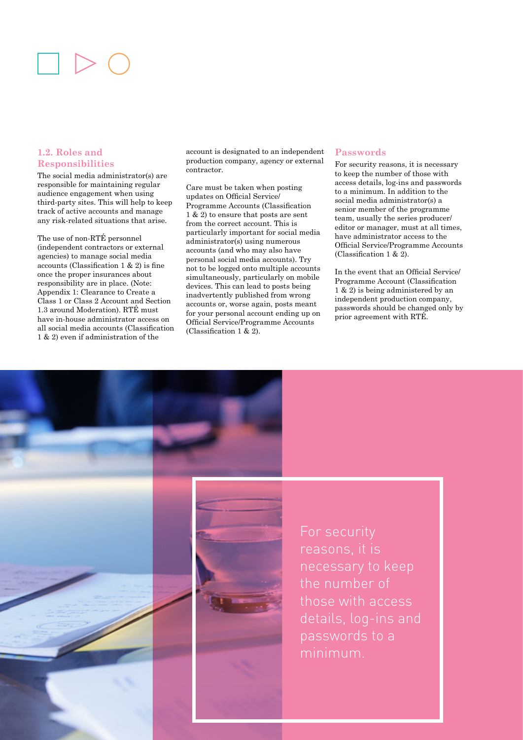## 1.2. Roles and Responsibilities

The social media administrator(s) are responsible for maintaining regular audience engagement when using third-party sites. This will help to keep track of active accounts and manage any risk-related situations that arise.

The use of non-RTÉ personnel (independent contractors or external agencies) to manage social media accounts (Classification 1 & 2) is fine once the proper insurances about responsibility are in place. (Note: Appendix 1: Clearance to Create a Class 1 or Class 2 Account and Section 1.3 around Moderation). RTÉ must have in-house administrator access on all social media accounts (Classification 1 & 2) even if administration of the account is designated to an independent production company, agency or external contractor.

Care must be taken when posting updates on Official Service/ Programme Accounts (Classification 1 & 2) to ensure that posts are sent from the correct account. This is particularly important for social media administrator(s) using numerous accounts (and who may also have personal social media accounts). Try not to be logged onto multiple accounts simultaneously, particularly on mobile devices. This can lead to posts being inadvertently published from wrong accounts or, worse again, posts meant for your personal account ending up on Official Service/Programme Accounts (Classification 1 & 2).

## Passwords

For security reasons, it is necessary to keep the number of those with access details, log-ins and passwords to a minimum. In addition to the social media administrator(s) a senior member of the programme team, usually the series producer/ editor or manager, must at all times, have administrator access to the Official Service/Programme Accounts (Classification 1 & 2).

In the event that an Official Service/ Programme Account (Classification 1 & 2) is being administered by an independent production company, passwords should be changed only by prior agreement with RTÉ.

For security reasons, it is necessary to keep the number of those with access details, log-ins and passwords to a minimum.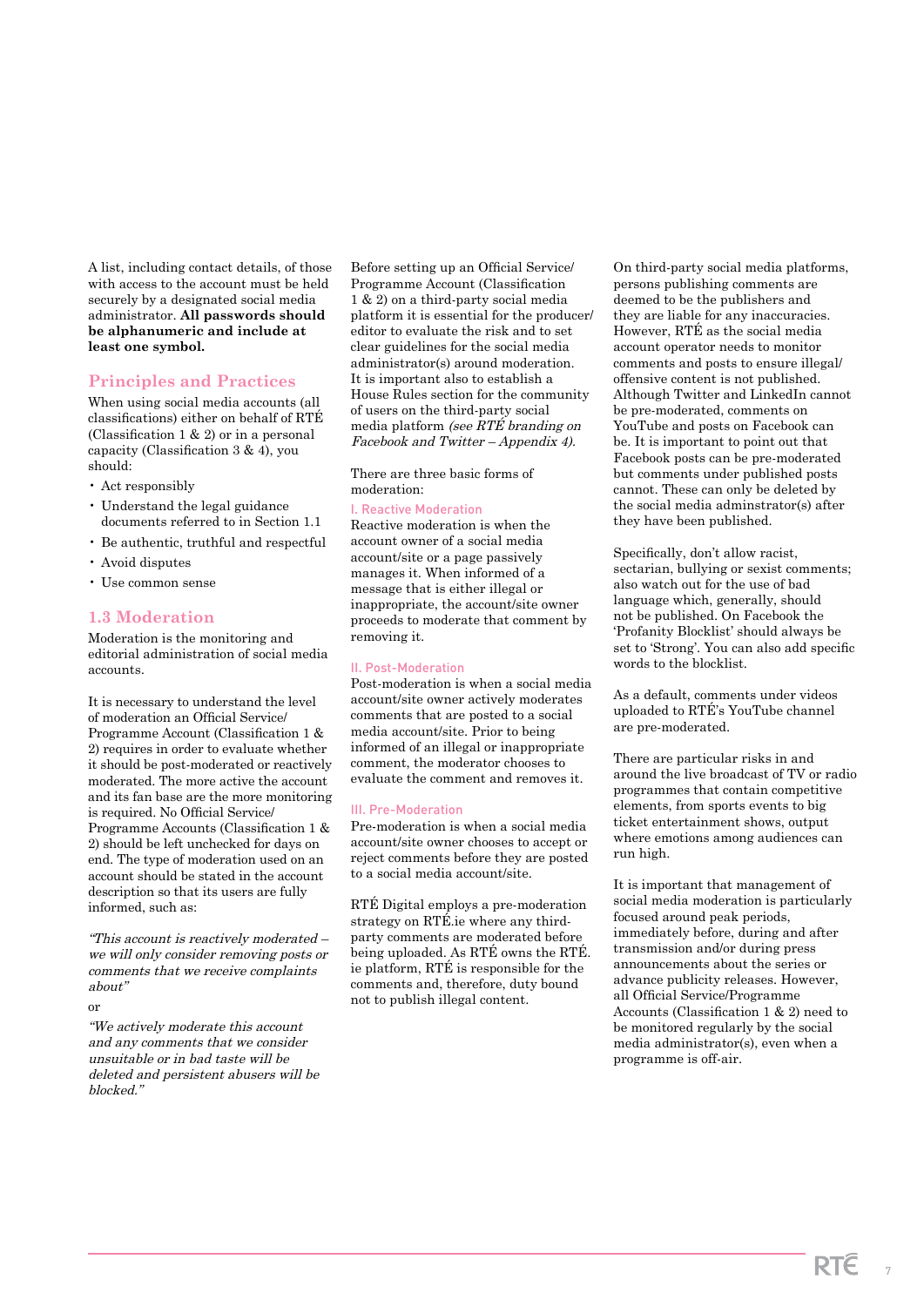A list, including contact details, of those with access to the account must be held securely by a designated social media administrator. **All passwords should be alphanumeric and include at least one symbol.**

## Principles and Practices

When using social media accounts (all classifications) either on behalf of RTÉ (Classification 1 & 2) or in a personal capacity (Classification 3 & 4), you should:

- Act responsibly
- Understand the legal guidance documents referred to in Section 1.1
- Be authentic, truthful and respectful
- Avoid disputes
- Use common sense

## 1.3 Moderation

Moderation is the monitoring and editorial administration of social media accounts.

It is necessary to understand the level of moderation an Official Service/ Programme Account (Classification 1 & 2) requires in order to evaluate whether it should be post-moderated or reactively moderated. The more active the account and its fan base are the more monitoring is required. No Official Service/ Programme Accounts (Classification 1 & 2) should be left unchecked for days on end. The type of moderation used on an account should be stated in the account description so that its users are fully informed, such as:

*"This account is reactively moderated – we will only consider removing posts or comments that we receive complaints about"*

or

*"We actively moderate this account and any comments that we consider unsuitable or in bad taste will be deleted and persistent abusers will be blocked."*

Before setting up an Official Service/ Programme Account (Classification 1 & 2) on a third-party social media platform it is essential for the producer/ editor to evaluate the risk and to set clear guidelines for the social media administrator(s) around moderation. It is important also to establish a House Rules section for the community of users on the third-party social media platform *(see RTÉ branding on Facebook and Twitter – Appendix 4).*

There are three basic forms of moderation:

### I. Reactive Moderation

Reactive moderation is when the account owner of a social media account/site or a page passively manages it. When informed of a message that is either illegal or inappropriate, the account/site owner proceeds to moderate that comment by removing it.

### II. Post-Moderation

Post-moderation is when a social media account/site owner actively moderates comments that are posted to a social media account/site. Prior to being informed of an illegal or inappropriate comment, the moderator chooses to evaluate the comment and removes it.

### III. Pre-Moderation

Pre-moderation is when a social media account/site owner chooses to accept or reject comments before they are posted to a social media account/site.

RTÉ Digital employs a pre-moderation strategy on RTÉ.ie where any third-party comments are moderated before being uploaded. As RTÉ owns the RTÉ.ie platform, RTÉ is responsible for the comments and, therefore, duty bound not to publish illegal content.

On third-party social media platforms, persons publishing comments are deemed to be the publishers and they are liable for any inaccuracies. However, RTÉ as the social media account operator needs to monitor comments and posts to ensure illegal/ offensive content is not published. Although Twitter and LinkedIn cannot be pre-moderated, comments on YouTube and posts on Facebook can be. It is important to point out that Facebook posts can be pre-moderated but comments under published posts cannot. These can only be deleted by the social media adminstrator(s) after they have been published.

Specifically, don't allow racist, sectarian, bullying or sexist comments; also watch out for the use of bad language which, generally, should not be published. On Facebook the 'Profanity Blocklist' should always be set to 'Strong'. You can also add specific words to the blocklist.

As a default, comments under videos uploaded to RTÉ's YouTube channel are pre-moderated.

There are particular risks in and around the live broadcast of TV or radio programmes that contain competitive elements, from sports events to big ticket entertainment shows, output where emotions among audiences can run high.

It is important that management of social media moderation is particularly focused around peak periods, immediately before, during and after transmission and/or during press announcements about the series or advance publicity releases. However, all Official Service/Programme Accounts (Classification 1 & 2) need to be monitored regularly by the social media administrator(s), even when a programme is off-air.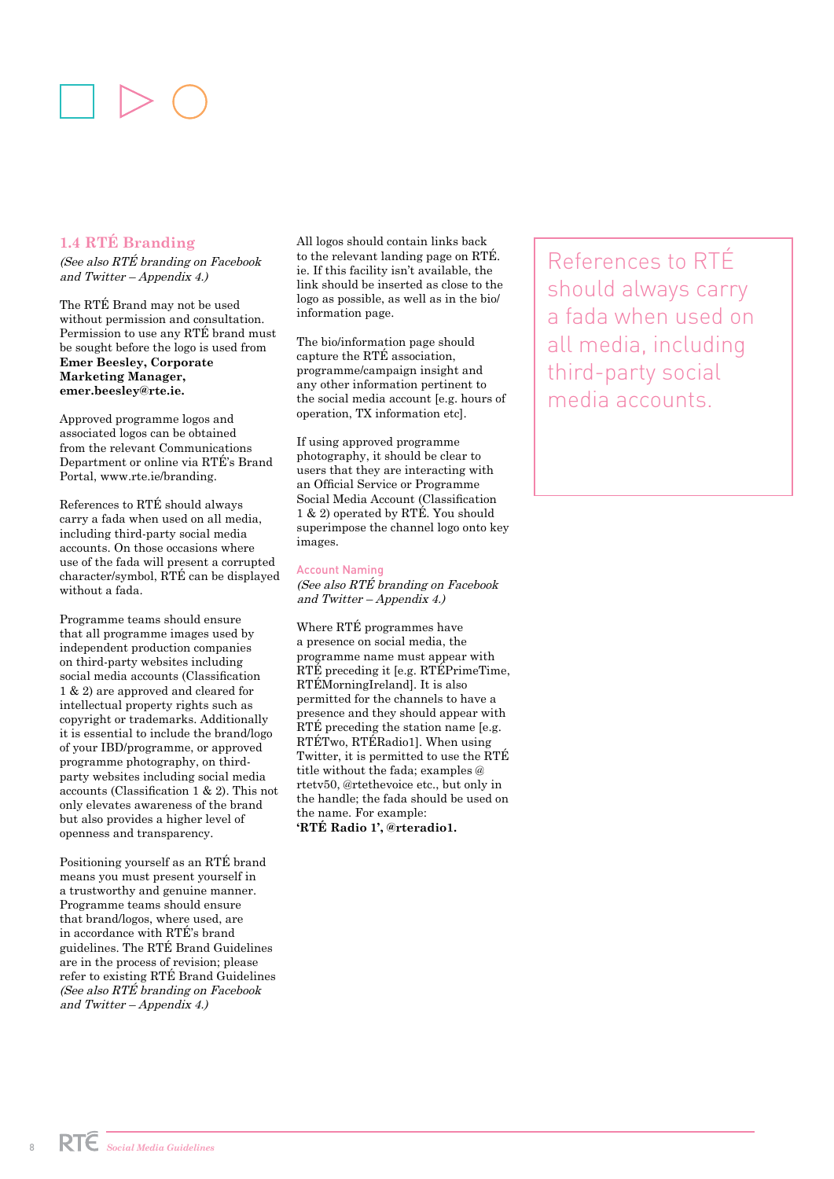## 1.4 RTÉ Branding

*(See also RTÉ branding on Facebook and Twitter – Appendix 4.)*

The RTÉ Brand may not be used without permission and consultation. Permission to use any RTÉ brand must be sought before the logo is used from **Emer Beesley, Corporate Marketing Manager, emer.beesley@rte.ie.**

Approved programme logos and associated logos can be obtained from the relevant Communications Department or online via RTÉ's Brand Portal, www.rte.ie/branding.

References to RTÉ should always carry a fada when used on all media, including third-party social media accounts. On those occasions where use of the fada will present a corrupted character/symbol, RTÉ can be displayed without a fada.

Programme teams should ensure that all programme images used by independent production companies on third-party websites including social media accounts (Classification 1 & 2) are approved and cleared for intellectual property rights such as copyright or trademarks. Additionally it is essential to include the brand/logo of your IBD/programme, or approved programme photography, on third-party websites including social media accounts (Classification 1 & 2). This not only elevates awareness of the brand but also provides a higher level of openness and transparency.

Positioning yourself as an RTÉ brand means you must present yourself in a trustworthy and genuine manner. Programme teams should ensure that brand/logos, where used, are in accordance with RTÉ's brand guidelines. The RTÉ Brand Guidelines are in the process of revision; please refer to existing RTÉ Brand Guidelines *(See also RTÉ branding on Facebook and Twitter – Appendix 4.)*

All logos should contain links back to the relevant landing page on RTÉ.ie. If this facility isn't available, the link should be inserted as close to the logo as possible, as well as in the bio/information page.

The bio/information page should capture the RTÉ association, programme/campaign insight and any other information pertinent to the social media account [e.g. hours of operation, TX information etc].

If using approved programme photography, it should be clear to users that they are interacting with an Official Service or Programme Social Media Account (Classification 1 & 2) operated by RTÉ. You should superimpose the channel logo onto key images.

### Account Naming

*(See also RTÉ branding on Facebook and Twitter – Appendix 4.)*

Where RTÉ programmes have a presence on social media, the programme name must appear with RTÉ preceding it [e.g. RTÉPrimeTime, RTÉMorningIreland]. It is also permitted for the channels to have a presence and they should appear with RTÉ preceding the station name [e.g. RTÉTwo, RTÉRadio1]. When using Twitter, it is permitted to use the RTÉ title without the fada; examples @rtetv50, @rtethevoice etc., but only in the handle; the fada should be used on the name. For example: **'RTÉ Radio 1', @rteradio1.**

> References to RTÉ should always carry a fada when used on all media, including third-party social media accounts.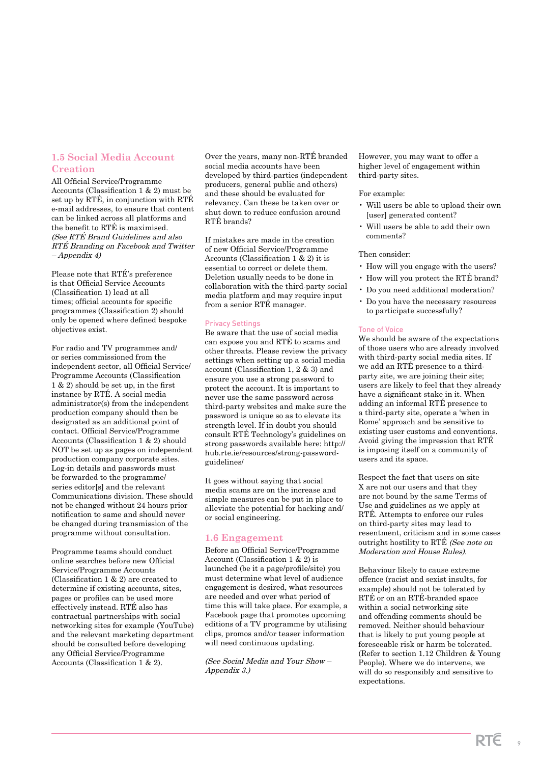## 1.5 Social Media Account Creation

All Official Service/Programme Accounts (Classification 1 & 2) must be set up by RTÉ, in conjunction with RTÉ e-mail addresses, to ensure that content can be linked across all platforms and the benefit to RTÉ is maximised. *(See RTÉ Brand Guidelines and also RTÉ Branding on Facebook and Twitter – Appendix 4)*

Please note that RTÉ's preference is that Official Service Accounts (Classification 1) lead at all times; official accounts for specific programmes (Classification 2) should only be opened where defined bespoke objectives exist.

For radio and TV programmes and/or series commissioned from the independent sector, all Official Service/Programme Accounts (Classification 1 & 2) should be set up, in the first instance by RTÉ. A social media administrator(s) from the independent production company should then be designated as an additional point of contact. Official Service/Programme Accounts (Classification 1 & 2) should NOT be set up as pages on independent production company corporate sites. Log-in details and passwords must be forwarded to the programme/series editor[s] and the relevant Communications division. These should not be changed without 24 hours prior notification to same and should never be changed during transmission of the programme without consultation.

Programme teams should conduct online searches before new Official Service/Programme Accounts (Classification 1 & 2) are created to determine if existing accounts, sites, pages or profiles can be used more effectively instead. RTÉ also has contractual partnerships with social networking sites for example (YouTube) and the relevant marketing department should be consulted before developing any Official Service/Programme Accounts (Classification 1 & 2).

Over the years, many non-RTÉ branded social media accounts have been developed by third-parties (independent producers, general public and others) and these should be evaluated for relevancy. Can these be taken over or shut down to reduce confusion around RTÉ brands?

If mistakes are made in the creation of new Official Service/Programme Accounts (Classification 1 & 2) it is essential to correct or delete them. Deletion usually needs to be done in collaboration with the third-party social media platform and may require input from a senior RTÉ manager.

### Privacy Settings

Be aware that the use of social media can expose you and RTÉ to scams and other threats. Please review the privacy settings when setting up a social media account (Classification 1, 2 & 3) and ensure you use a strong password to protect the account. It is important to never use the same password across third-party websites and make sure the password is unique so as to elevate its strength level. If in doubt you should consult RTÉ Technology's guidelines on strong passwords available here: http://hub.rte.ie/resources/strong-password-guidelines/

It goes without saying that social media scams are on the increase and simple measures can be put in place to alleviate the potential for hacking and/or social engineering.

## 1.6 Engagement

Before an Official Service/Programme Account (Classification 1 & 2) is launched (be it a page/profile/site) you must determine what level of audience interaction is desired, what resources are needed and over what period of time this will take place. For example, a Facebook page that promotes upcoming editions of a TV programme by utilising clips, promos and/or teaser information will need continuous updating.

*(See Social Media and Your Show – Appendix 3.)*

However, you may want to offer a higher level of engagement within third-party sites.

For example:

- Will users be able to upload their own [user] generated content?
- Will users be able to add their own comments?

Then consider:

- How will you engage with the users?
- How will you protect the RTÉ brand?
- Do you need additional moderation?
- Do you have the necessary resources to participate successfully?

### Tone of Voice

We should be aware of the expectations of those users who are already involved with third-party social media sites. If we add an RTÉ presence to a third-party site, we are joining their site; users are likely to feel that they already have a significant stake in it. When adding an informal RTÉ presence to a third-party site, operate a 'when in Rome' approach and be sensitive to existing user customs and conventions. Avoid giving the impression that RTÉ is imposing itself on a community of users and its space.

Respect the fact that users on site X are not our users and that they are not bound by the same Terms of Use and guidelines as we apply at RTÉ. Attempts to enforce our rules on third-party sites may lead to resentment, criticism and in some cases outright hostility to RTÉ *(See note on Moderation and House Rules).*

Behaviour likely to cause extreme offence (racist and sexist insults, for example) should not be tolerated by RTÉ or on an RTÉ-branded space within a social networking site and offending comments should be removed. Neither should behaviour that is likely to put young people at foreseeable risk or harm be tolerated. (Refer to section 1.12 Children & Young People). Where we do intervene, we will do so responsibly and sensitive to expectations.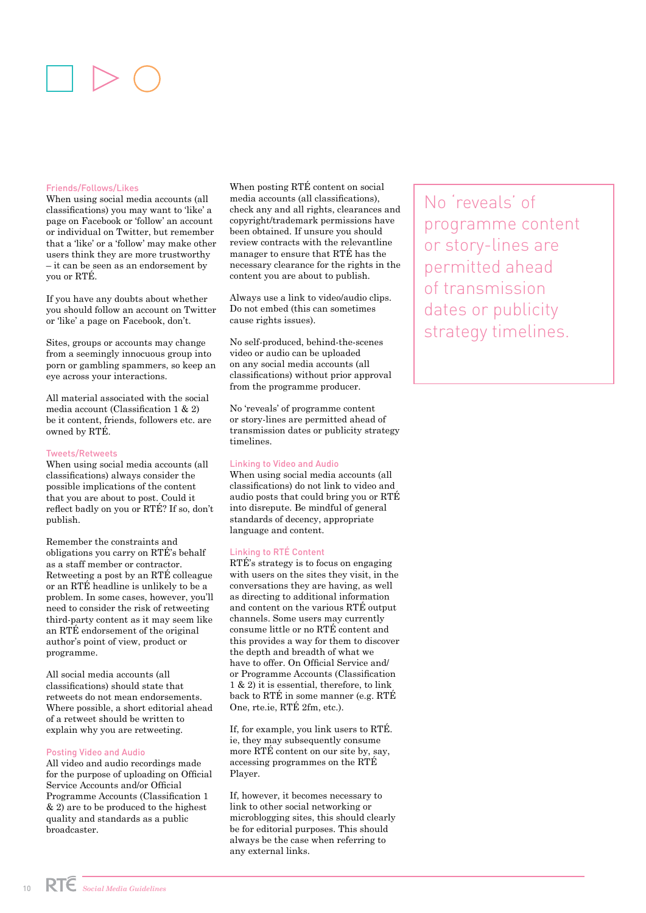### Friends/Follows/Likes

When using social media accounts (all classifications) you may want to 'like' a page on Facebook or 'follow' an account or individual on Twitter, but remember that a 'like' or a 'follow' may make other users think they are more trustworthy – it can be seen as an endorsement by you or RTÉ.

If you have any doubts about whether you should follow an account on Twitter or 'like' a page on Facebook, don't.

Sites, groups or accounts may change from a seemingly innocuous group into porn or gambling spammers, so keep an eye across your interactions.

All material associated with the social media account (Classification 1 & 2) be it content, friends, followers etc. are owned by RTÉ.

### Tweets/Retweets

When using social media accounts (all classifications) always consider the possible implications of the content that you are about to post. Could it reflect badly on you or RTÉ? If so, don't publish.

Remember the constraints and obligations you carry on RTÉ's behalf as a staff member or contractor. Retweeting a post by an RTÉ colleague or an RTÉ headline is unlikely to be a problem. In some cases, however, you'll need to consider the risk of retweeting third-party content as it may seem like an RTÉ endorsement of the original author's point of view, product or programme.

All social media accounts (all classifications) should state that retweets do not mean endorsements. Where possible, a short editorial ahead of a retweet should be written to explain why you are retweeting.

### Posting Video and Audio

All video and audio recordings made for the purpose of uploading on Official Service Accounts and/or Official Programme Accounts (Classification 1 & 2) are to be produced to the highest quality and standards as a public broadcaster.

When posting RTÉ content on social media accounts (all classifications), check any and all rights, clearances and copyright/trademark permissions have been obtained. If unsure you should review contracts with the relevantline manager to ensure that RTÉ has the necessary clearance for the rights in the content you are about to publish.

Always use a link to video/audio clips. Do not embed (this can sometimes cause rights issues).

No self-produced, behind-the-scenes video or audio can be uploaded on any social media accounts (all classifications) without prior approval from the programme producer.

No 'reveals' of programme content or story-lines are permitted ahead of transmission dates or publicity strategy timelines.

### Linking to Video and Audio

When using social media accounts (all classifications) do not link to video and audio posts that could bring you or RTÉ into disrepute. Be mindful of general standards of decency, appropriate language and content.

### Linking to RTÉ Content

RTÉ's strategy is to focus on engaging with users on the sites they visit, in the conversations they are having, as well as directing to additional information and content on the various RTÉ output channels. Some users may currently consume little or no RTÉ content and this provides a way for them to discover the depth and breadth of what we have to offer. On Official Service and/or Programme Accounts (Classification 1 & 2) it is essential, therefore, to link back to RTÉ in some manner (e.g. RTÉ One, rte.ie, RTÉ 2fm, etc.).

If, for example, you link users to RTÉ.ie, they may subsequently consume more RTÉ content on our site by, say, accessing programmes on the RTÉ Player.

If, however, it becomes necessary to link to other social networking or microblogging sites, this should clearly be for editorial purposes. This should always be the case when referring to any external links.

> No 'reveals' of programme content or story-lines are permitted ahead of transmission dates or publicity strategy timelines.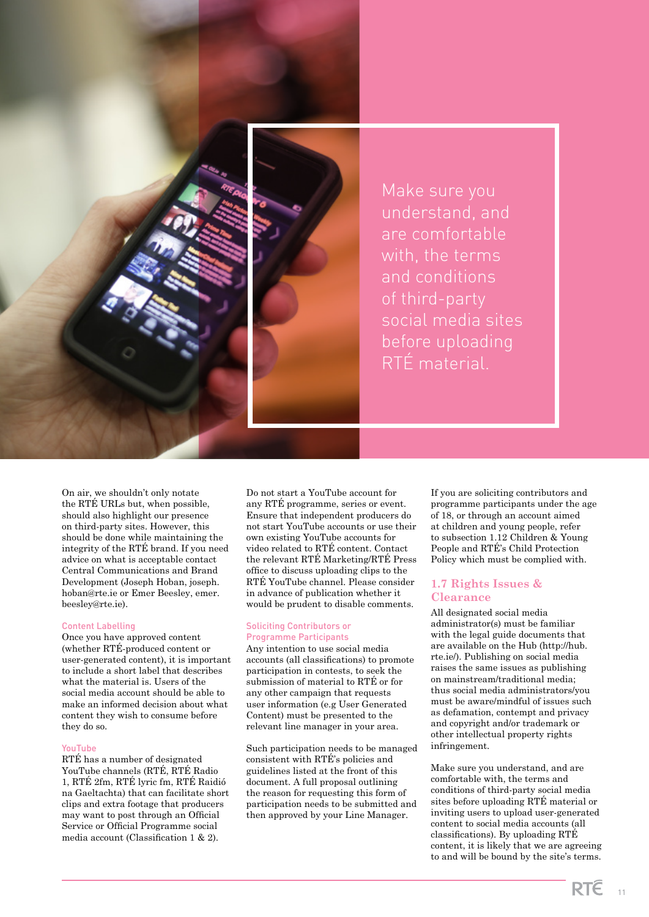Make sure you understand, and are comfortable with, the terms and conditions of third-party social media sites before uploading RTÉ material.

On air, we shouldn't only notate the RTÉ URLs but, when possible, should also highlight our presence on third-party sites. However, this should be done while maintaining the integrity of the RTÉ brand. If you need advice on what is acceptable contact Central Communications and Brand Development (Joseph Hoban, joseph.hoban@rte.ie or Emer Beesley, emer.beesley@rte.ie).

### Content Labelling

Once you have approved content (whether RTÉ-produced content or user-generated content), it is important to include a short label that describes what the material is. Users of the social media account should be able to make an informed decision about what content they wish to consume before they do so.

### YouTube

RTÉ has a number of designated YouTube channels (RTÉ, RTÉ Radio 1, RTÉ 2fm, RTÉ lyric fm, RTÉ Raidió na Gaeltachta) that can facilitate short clips and extra footage that producers may want to post through an Official Service or Official Programme social media account (Classification 1 & 2).

Do not start a YouTube account for any RTÉ programme, series or event. Ensure that independent producers do not start YouTube accounts or use their own existing YouTube accounts for video related to RTÉ content. Contact the relevant RTÉ Marketing/RTÉ Press office to discuss uploading clips to the RTÉ YouTube channel. Please consider in advance of publication whether it would be prudent to disable comments.

### Soliciting Contributors or Programme Participants

Any intention to use social media accounts (all classifications) to promote participation in contests, to seek the submission of material to RTÉ or for any other campaign that requests user information (e.g User Generated Content) must be presented to the relevant line manager in your area.

Such participation needs to be managed consistent with RTÉ's policies and guidelines listed at the front of this document. A full proposal outlining the reason for requesting this form of participation needs to be submitted and then approved by your Line Manager.

If you are soliciting contributors and programme participants under the age of 18, or through an account aimed at children and young people, refer to subsection 1.12 Children & Young People and RTÉ's Child Protection Policy which must be complied with.

## 1.7 Rights Issues & Clearance

All designated social media administrator(s) must be familiar with the legal guide documents that are available on the Hub (http://hub.rte.ie/). Publishing on social media raises the same issues as publishing on mainstream/traditional media; thus social media administrators/you must be aware/mindful of issues such as defamation, contempt and privacy and copyright and/or trademark or other intellectual property rights infringement.

Make sure you understand, and are comfortable with, the terms and conditions of third-party social media sites before uploading RTÉ material or inviting users to upload user-generated content to social media accounts (all classifications). By uploading RTÉ content, it is likely that we are agreeing to and will be bound by the site's terms.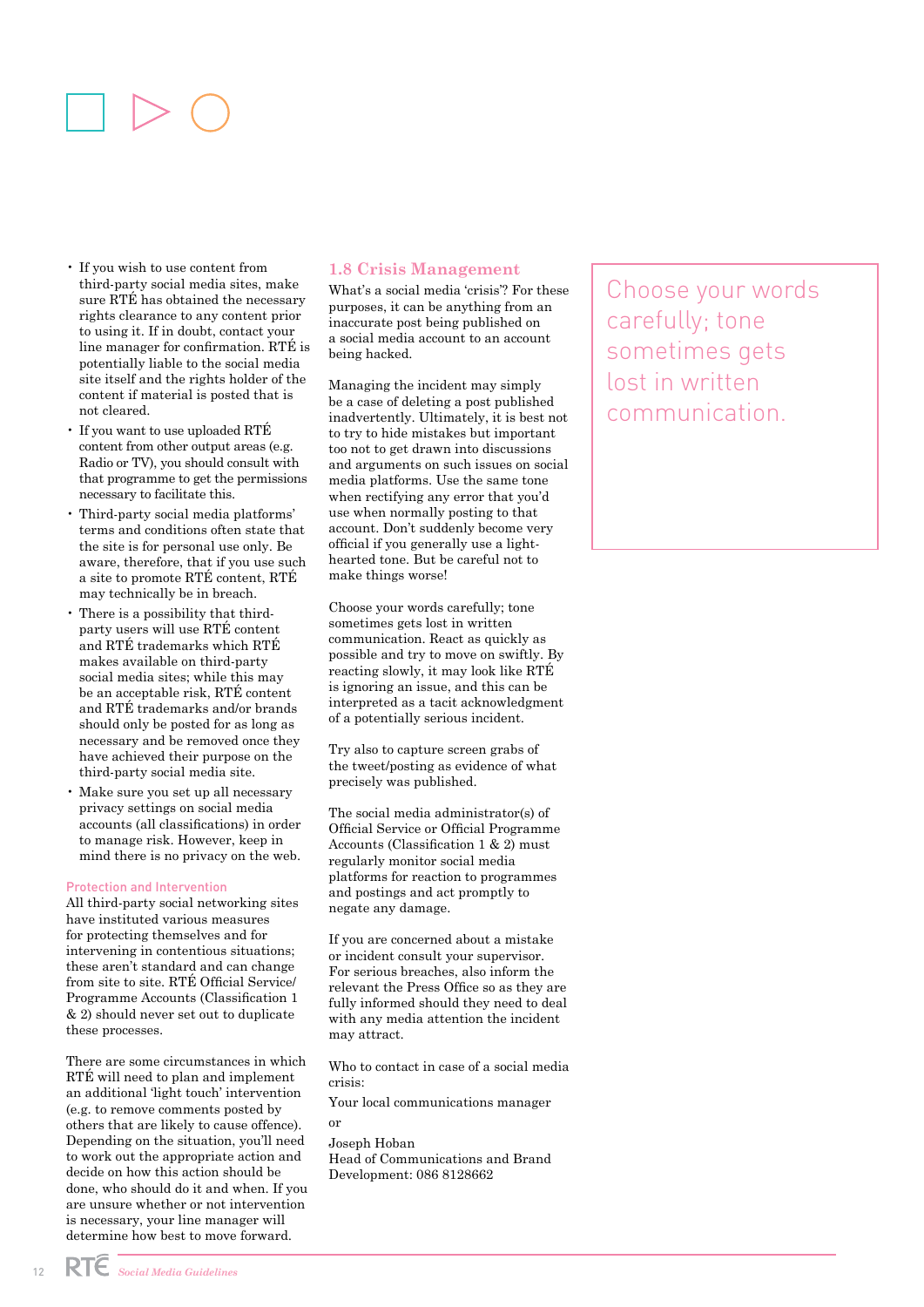- If you wish to use content from third-party social media sites, make sure RTÉ has obtained the necessary rights clearance to any content prior to using it. If in doubt, contact your line manager for confirmation. RTÉ is potentially liable to the social media site itself and the rights holder of the content if material is posted that is not cleared.
- If you want to use uploaded RTÉ content from other output areas (e.g. Radio or TV), you should consult with that programme to get the permissions necessary to facilitate this.
- Third-party social media platforms' terms and conditions often state that the site is for personal use only. Be aware, therefore, that if you use such a site to promote RTÉ content, RTÉ may technically be in breach.
- There is a possibility that third-party users will use RTÉ content and RTÉ trademarks which RTÉ makes available on third-party social media sites; while this may be an acceptable risk, RTÉ content and RTÉ trademarks and/or brands should only be posted for as long as necessary and be removed once they have achieved their purpose on the third-party social media site.
- Make sure you set up all necessary privacy settings on social media accounts (all classifications) in order to manage risk. However, keep in mind there is no privacy on the web.

### Protection and Intervention

All third-party social networking sites have instituted various measures for protecting themselves and for intervening in contentious situations; these aren't standard and can change from site to site. RTÉ Official Service/Programme Accounts (Classification 1 & 2) should never set out to duplicate these processes.

There are some circumstances in which RTÉ will need to plan and implement an additional 'light touch' intervention (e.g. to remove comments posted by others that are likely to cause offence). Depending on the situation, you'll need to work out the appropriate action and decide on how this action should be done, who should do it and when. If you are unsure whether or not intervention is necessary, your line manager will determine how best to move forward.

## 1.8 Crisis Management

What's a social media 'crisis'? For these purposes, it can be anything from an inaccurate post being published on a social media account to an account being hacked.

Managing the incident may simply be a case of deleting a post published inadvertently. Ultimately, it is best not to try to hide mistakes but important too not to get drawn into discussions and arguments on such issues on social media platforms. Use the same tone when rectifying any error that you'd use when normally posting to that account. Don't suddenly become very official if you generally use a light-hearted tone. But be careful not to make things worse!

Choose your words carefully; tone sometimes gets lost in written communication. React as quickly as possible and try to move on swiftly. By reacting slowly, it may look like RTÉ is ignoring an issue, and this can be interpreted as a tacit acknowledgment of a potentially serious incident.

Try also to capture screen grabs of the tweet/posting as evidence of what precisely was published.

The social media administrator(s) of Official Service or Official Programme Accounts (Classification 1 & 2) must regularly monitor social media platforms for reaction to programmes and postings and act promptly to negate any damage.

If you are concerned about a mistake or incident consult your supervisor. For serious breaches, also inform the relevant the Press Office so as they are fully informed should they need to deal with any media attention the incident may attract.

Who to contact in case of a social media crisis:

Your local communications manager

or

Joseph Hoban
Head of Communications and Brand Development: 086 8128662

> Choose your words carefully; tone sometimes gets lost in written communication.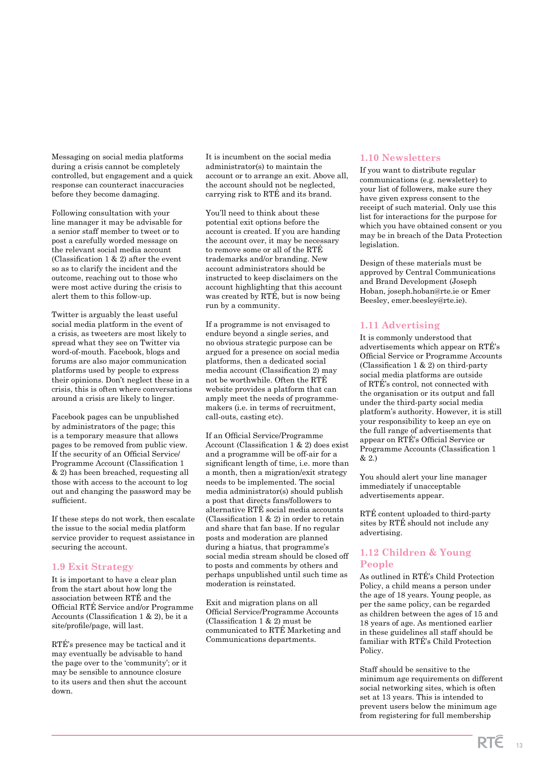Messaging on social media platforms during a crisis cannot be completely controlled, but engagement and a quick response can counteract inaccuracies before they become damaging.

Following consultation with your line manager it may be advisable for a senior staff member to tweet or to post a carefully worded message on the relevant social media account (Classification 1 & 2) after the event so as to clarify the incident and the outcome, reaching out to those who were most active during the crisis to alert them to this follow-up.

Twitter is arguably the least useful social media platform in the event of a crisis, as tweeters are most likely to spread what they see on Twitter via word-of-mouth. Facebook, blogs and forums are also major communication platforms used by people to express their opinions. Don't neglect these in a crisis, this is often where conversations around a crisis are likely to linger.

Facebook pages can be unpublished by administrators of the page; this is a temporary measure that allows pages to be removed from public view. If the security of an Official Service/ Programme Account (Classification 1 & 2) has been breached, requesting all those with access to the account to log out and changing the password may be sufficient.

If these steps do not work, then escalate the issue to the social media platform service provider to request assistance in securing the account.

## 1.9 Exit Strategy

It is important to have a clear plan from the start about how long the association between RTÉ and the Official RTÉ Service and/or Programme Accounts (Classification 1 & 2), be it a site/profile/page, will last.

RTÉ's presence may be tactical and it may eventually be advisable to hand the page over to the 'community'; or it may be sensible to announce closure to its users and then shut the account down.

It is incumbent on the social media administrator(s) to maintain the account or to arrange an exit. Above all, the account should not be neglected, carrying risk to RTÉ and its brand.

You'll need to think about these potential exit options before the account is created. If you are handing the account over, it may be necessary to remove some or all of the RTÉ trademarks and/or branding. New account administrators should be instructed to keep disclaimers on the account highlighting that this account was created by RTÉ, but is now being run by a community.

If a programme is not envisaged to endure beyond a single series, and no obvious strategic purpose can be argued for a presence on social media platforms, then a dedicated social media account (Classification 2) may not be worthwhile. Often the RTÉ website provides a platform that can amply meet the needs of programme-makers (i.e. in terms of recruitment, call-outs, casting etc).

If an Official Service/Programme Account (Classification 1 & 2) does exist and a programme will be off-air for a significant length of time, i.e. more than a month, then a migration/exit strategy needs to be implemented. The social media administrator(s) should publish a post that directs fans/followers to alternative RTÉ social media accounts (Classification 1 & 2) in order to retain and share that fan base. If no regular posts and moderation are planned during a hiatus, that programme's social media stream should be closed off to posts and comments by others and perhaps unpublished until such time as moderation is reinstated.

Exit and migration plans on all Official Service/Programme Accounts (Classification 1 & 2) must be communicated to RTÉ Marketing and Communications departments.

## 1.10 Newsletters

If you want to distribute regular communications (e.g. newsletter) to your list of followers, make sure they have given express consent to the receipt of such material. Only use this list for interactions for the purpose for which you have obtained consent or you may be in breach of the Data Protection legislation.

Design of these materials must be approved by Central Communications and Brand Development (Joseph Hoban, joseph.hoban@rte.ie or Emer Beesley, emer.beesley@rte.ie).

## 1.11 Advertising

It is commonly understood that advertisements which appear on RTÉ's Official Service or Programme Accounts (Classification 1 & 2) on third-party social media platforms are outside of RTÉ's control, not connected with the organisation or its output and fall under the third-party social media platform's authority. However, it is still your responsibility to keep an eye on the full range of advertisements that appear on RTÉ's Official Service or Programme Accounts (Classification 1 & 2.)

You should alert your line manager immediately if unacceptable advertisements appear.

RTÉ content uploaded to third-party sites by RTÉ should not include any advertising.

## 1.12 Children & Young People

As outlined in RTÉ's Child Protection Policy, a child means a person under the age of 18 years. Young people, as per the same policy, can be regarded as children between the ages of 15 and 18 years of age. As mentioned earlier in these guidelines all staff should be familiar with RTÉ's Child Protection Policy.

Staff should be sensitive to the minimum age requirements on different social networking sites, which is often set at 13 years. This is intended to prevent users below the minimum age from registering for full membership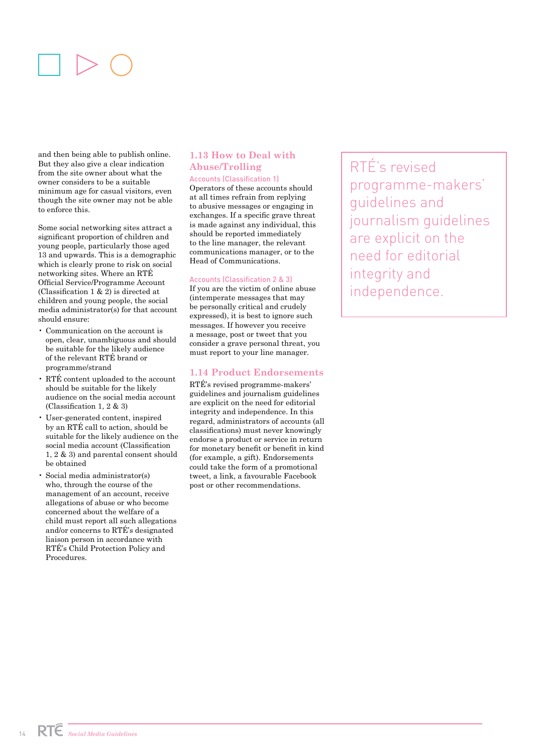and then being able to publish online. But they also give a clear indication from the site owner about what the owner considers to be a suitable minimum age for casual visitors, even though the site owner may not be able to enforce this.

Some social networking sites attract a significant proportion of children and young people, particularly those aged 13 and upwards. This is a demographic which is clearly prone to risk on social networking sites. Where an RTÉ Official Service/Programme Account (Classification 1 & 2) is directed at children and young people, the social media administrator(s) for that account should ensure:

- Communication on the account is open, clear, unambiguous and should be suitable for the likely audience of the relevant RTÉ brand or programme/strand
- RTÉ content uploaded to the account should be suitable for the likely audience on the social media account (Classification 1, 2 & 3)
- User-generated content, inspired by an RTÉ call to action, should be suitable for the likely audience on the social media account (Classification 1, 2 & 3) and parental consent should be obtained
- Social media administrator(s) who, through the course of the management of an account, receive allegations of abuse or who become concerned about the welfare of a child must report all such allegations and/or concerns to RTÉ's designated liaison person in accordance with RTÉ's Child Protection Policy and Procedures.

## 1.13 How to Deal with Abuse/Trolling

### Accounts (Classification 1)

Operators of these accounts should at all times refrain from replying to abusive messages or engaging in exchanges. If a specific grave threat is made against any individual, this should be reported immediately to the line manager, the relevant communications manager, or to the Head of Communications.

### Accounts (Classification 2 & 3)

If you are the victim of online abuse (intemperate messages that may be personally critical and crudely expressed), it is best to ignore such messages. If however you receive a message, post or tweet that you consider a grave personal threat, you must report to your line manager.

## 1.14 Product Endorsements

RTÉ's revised programme-makers' guidelines and journalism guidelines are explicit on the need for editorial integrity and independence. In this regard, administrators of accounts (all classifications) must never knowingly endorse a product or service in return for monetary benefit or benefit in kind (for example, a gift). Endorsements could take the form of a promotional tweet, a link, a favourable Facebook post or other recommendations.

> RTÉ's revised programme-makers' guidelines and journalism guidelines are explicit on the need for editorial integrity and independence.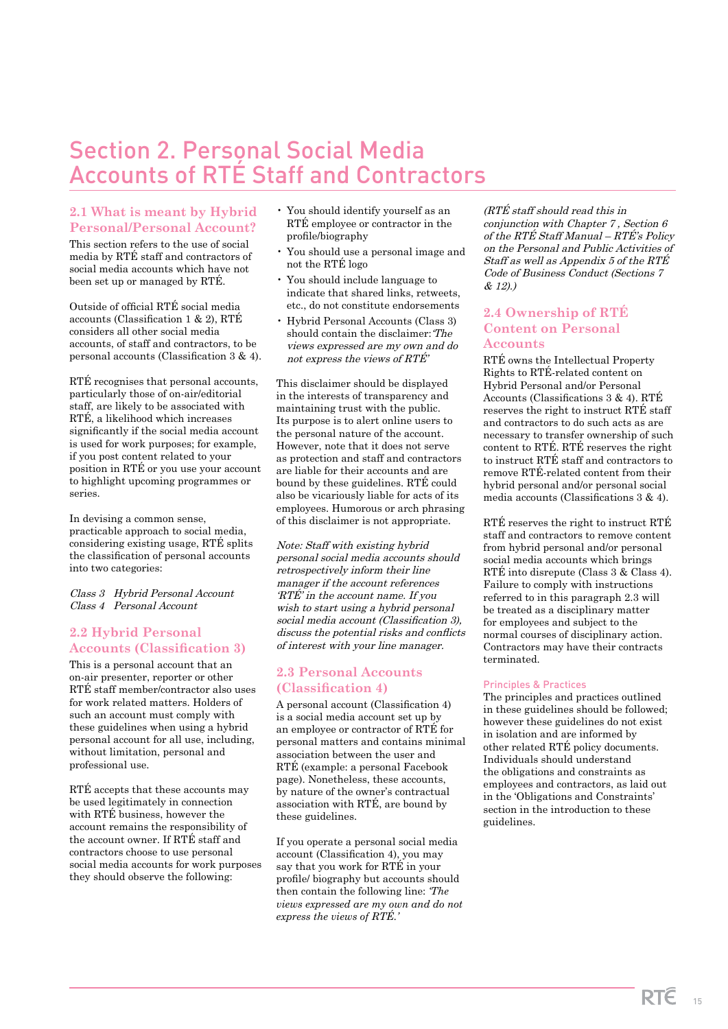# Section 2. Personal Social Media Accounts of RTÉ Staff and Contractors

## 2.1 What is meant by Hybrid Personal/Personal Account?

This section refers to the use of social media by RTÉ staff and contractors of social media accounts which have not been set up or managed by RTÉ.

Outside of official RTÉ social media accounts (Classification 1 & 2), RTÉ considers all other social media accounts, of staff and contractors, to be personal accounts (Classification 3 & 4).

RTÉ recognises that personal accounts, particularly those of on-air/editorial staff, are likely to be associated with RTÉ, a likelihood which increases significantly if the social media account is used for work purposes; for example, if you post content related to your position in RTÉ or you use your account to highlight upcoming programmes or series.

In devising a common sense, practicable approach to social media, considering existing usage, RTÉ splits the classification of personal accounts into two categories:

*Class 3 Hybrid Personal Account*
*Class 4 Personal Account*

## 2.2 Hybrid Personal Accounts (Classification 3)

This is a personal account that an on-air presenter, reporter or other RTÉ staff member/contractor also uses for work related matters. Holders of such an account must comply with these guidelines when using a hybrid personal account for all use, including, without limitation, personal and professional use.

RTÉ accepts that these accounts may be used legitimately in connection with RTÉ business, however the account remains the responsibility of the account owner. If RTÉ staff and contractors choose to use personal social media accounts for work purposes they should observe the following:

- You should identify yourself as an RTÉ employee or contractor in the profile/biography
- You should use a personal image and not the RTÉ logo
- You should include language to indicate that shared links, retweets, etc., do not constitute endorsements
- Hybrid Personal Accounts (Class 3) should contain the disclaimer: *'The views expressed are my own and do not express the views of RTÉ'*

This disclaimer should be displayed in the interests of transparency and maintaining trust with the public. Its purpose is to alert online users to the personal nature of the account. However, note that it does not serve as protection and staff and contractors are liable for their accounts and are bound by these guidelines. RTÉ could also be vicariously liable for acts of its employees. Humorous or arch phrasing of this disclaimer is not appropriate.

*Note: Staff with existing hybrid personal social media accounts should retrospectively inform their line manager if the account references 'RTÉ' in the account name. If you wish to start using a hybrid personal social media account (Classification 3), discuss the potential risks and conflicts of interest with your line manager.*

## 2.3 Personal Accounts (Classification 4)

A personal account (Classification 4) is a social media account set up by an employee or contractor of RTÉ for personal matters and contains minimal association between the user and RTÉ (example: a personal Facebook page). Nonetheless, these accounts, by nature of the owner's contractual association with RTÉ, are bound by these guidelines.

If you operate a personal social media account (Classification 4), you may say that you work for RTÉ in your profile/ biography but accounts should then contain the following line: *'The views expressed are my own and do not express the views of RTÉ.'*

*(RTÉ staff should read this in conjunction with Chapter 7 , Section 6 of the RTÉ Staff Manual – RTÉ's Policy on the Personal and Public Activities of Staff as well as Appendix 5 of the RTÉ Code of Business Conduct (Sections 7 & 12).)*

## 2.4 Ownership of RTÉ Content on Personal Accounts

RTÉ owns the Intellectual Property Rights to RTÉ-related content on Hybrid Personal and/or Personal Accounts (Classifications 3 & 4). RTÉ reserves the right to instruct RTÉ staff and contractors to do such acts as are necessary to transfer ownership of such content to RTÉ. RTÉ reserves the right to instruct RTÉ staff and contractors to remove RTÉ-related content from their hybrid personal and/or personal social media accounts (Classifications 3 & 4).

RTÉ reserves the right to instruct RTÉ staff and contractors to remove content from hybrid personal and/or personal social media accounts which brings RTÉ into disrepute (Class 3 & Class 4). Failure to comply with instructions referred to in this paragraph 2.3 will be treated as a disciplinary matter for employees and subject to the normal courses of disciplinary action. Contractors may have their contracts terminated.

### Principles & Practices

The principles and practices outlined in these guidelines should be followed; however these guidelines do not exist in isolation and are informed by other related RTÉ policy documents. Individuals should understand the obligations and constraints as employees and contractors, as laid out in the 'Obligations and Constraints' section in the introduction to these guidelines.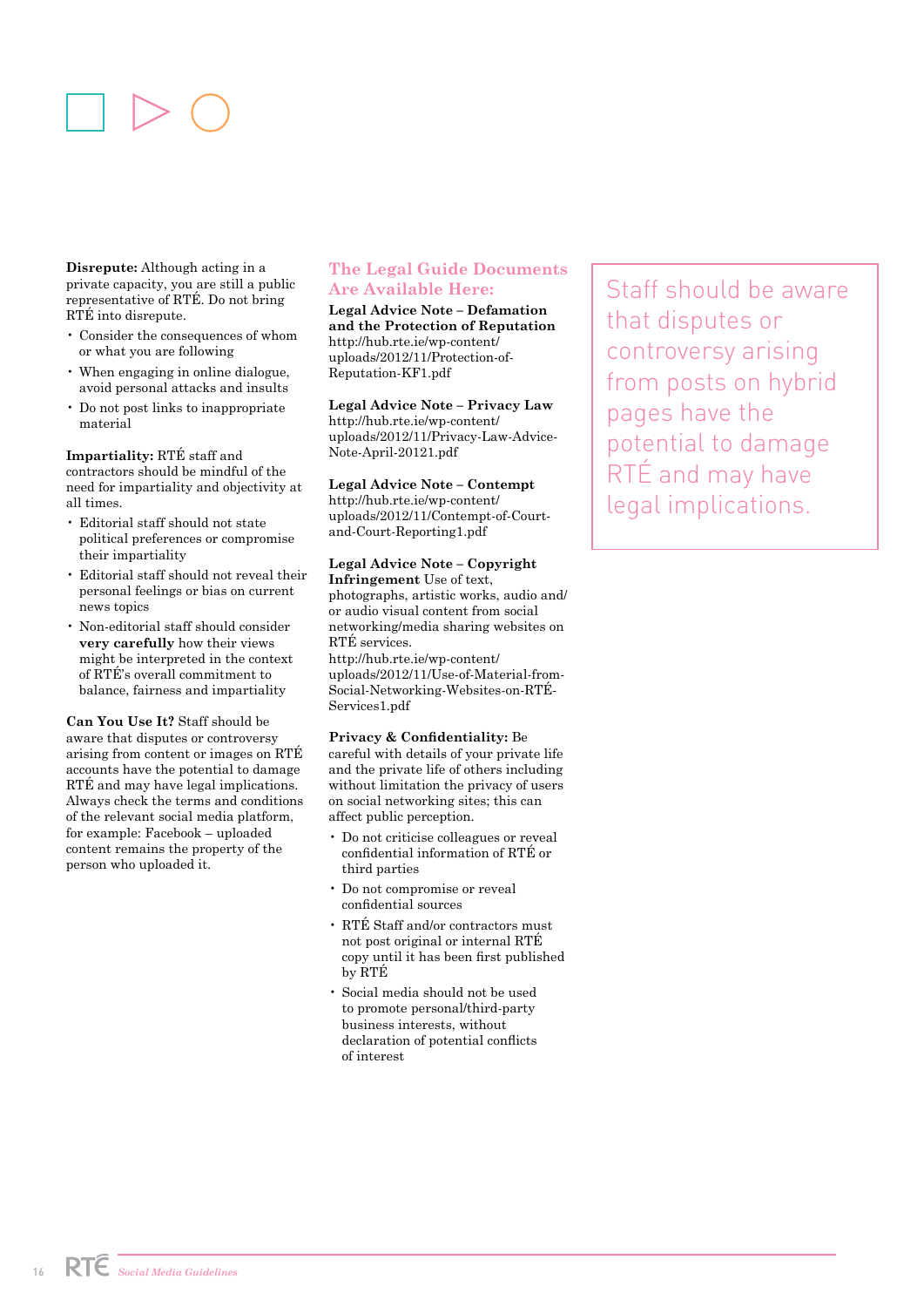**Disrepute:** Although acting in a private capacity, you are still a public representative of RTÉ. Do not bring RTÉ into disrepute.

- Consider the consequences of whom or what you are following
- When engaging in online dialogue, avoid personal attacks and insults
- Do not post links to inappropriate material

**Impartiality:** RTÉ staff and contractors should be mindful of the need for impartiality and objectivity at all times.

- Editorial staff should not state political preferences or compromise their impartiality
- Editorial staff should not reveal their personal feelings or bias on current news topics
- Non-editorial staff should consider **very carefully** how their views might be interpreted in the context of RTÉ's overall commitment to balance, fairness and impartiality

**Can You Use It?** Staff should be aware that disputes or controversy arising from content or images on RTÉ accounts have the potential to damage RTÉ and may have legal implications. Always check the terms and conditions of the relevant social media platform, for example: Facebook – uploaded content remains the property of the person who uploaded it.

## The Legal Guide Documents Are Available Here:

**Legal Advice Note – Defamation and the Protection of Reputation**
http://hub.rte.ie/wp-content/uploads/2012/11/Protection-of-Reputation-KF1.pdf

**Legal Advice Note – Privacy Law**
http://hub.rte.ie/wp-content/uploads/2012/11/Privacy-Law-Advice-Note-April-20121.pdf

**Legal Advice Note – Contempt**
http://hub.rte.ie/wp-content/uploads/2012/11/Contempt-of-Court-and-Court-Reporting1.pdf

**Legal Advice Note – Copyright Infringement** Use of text, photographs, artistic works, audio and/or audio visual content from social networking/media sharing websites on RTÉ services.
http://hub.rte.ie/wp-content/uploads/2012/11/Use-of-Material-from-Social-Networking-Websites-on-RTÉ-Services1.pdf

**Privacy & Confidentiality:** Be careful with details of your private life and the private life of others including without limitation the privacy of users on social networking sites; this can affect public perception.

- Do not criticise colleagues or reveal confidential information of RTÉ or third parties
- Do not compromise or reveal confidential sources
- RTÉ Staff and/or contractors must not post original or internal RTÉ copy until it has first been published by RTÉ
- Social media should not be used to promote personal/third-party business interests, without declaration of potential conflicts of interest

> Staff should be aware that disputes or controversy arising from posts on hybrid pages have the potential to damage RTÉ and may have legal implications.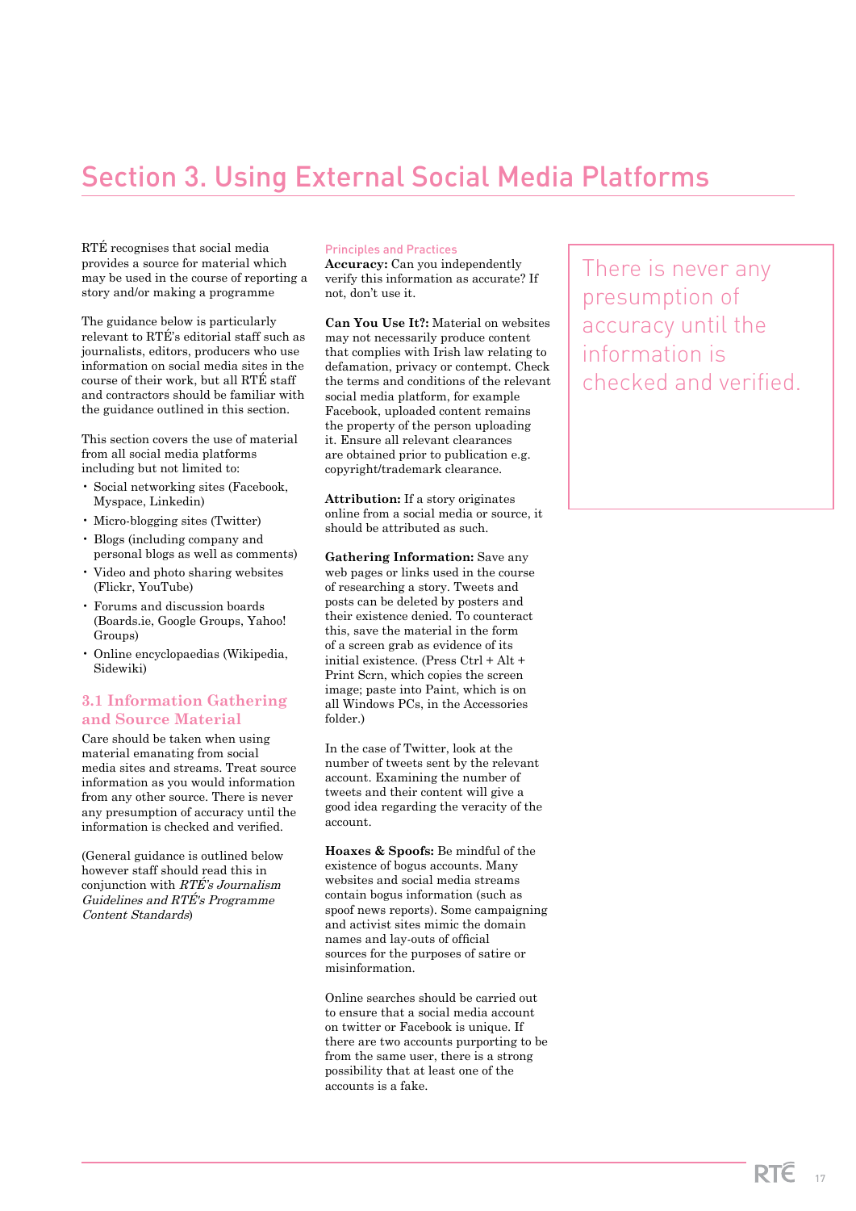# Section 3. Using External Social Media Platforms

RTÉ recognises that social media provides a source for material which may be used in the course of reporting a story and/or making a programme

The guidance below is particularly relevant to RTÉ's editorial staff such as journalists, editors, producers who use information on social media sites in the course of their work, but all RTÉ staff and contractors should be familiar with the guidance outlined in this section.

This section covers the use of material from all social media platforms including but not limited to:

- Social networking sites (Facebook, Myspace, Linkedin)
- Micro-blogging sites (Twitter)
- Blogs (including company and personal blogs as well as comments)
- Video and photo sharing websites (Flickr, YouTube)
- Forums and discussion boards (Boards.ie, Google Groups, Yahoo! Groups)
- Online encyclopaedias (Wikipedia, Sidewiki)

## 3.1 Information Gathering and Source Material

Care should be taken when using material emanating from social media sites and streams. Treat source information as you would information from any other source. There is never any presumption of accuracy until the information is checked and verified.

(General guidance is outlined below however staff should read this in conjunction with *RTÉ's Journalism Guidelines and RTÉ's Programme Content Standards*)

### Principles and Practices

**Accuracy:** Can you independently verify this information as accurate? If not, don't use it.

**Can You Use It?:** Material on websites may not necessarily produce content that complies with Irish law relating to defamation, privacy or contempt. Check the terms and conditions of the relevant social media platform, for example Facebook, uploaded content remains the property of the person uploading it. Ensure all relevant clearances are obtained prior to publication e.g. copyright/trademark clearance.

**Attribution:** If a story originates online from a social media or source, it should be attributed as such.

**Gathering Information:** Save any web pages or links used in the course of researching a story. Tweets and posts can be deleted by posters and their existence denied. To counteract this, save the material in the form of a screen grab as evidence of its initial existence. (Press Ctrl + Alt + Print Scrn, which copies the screen image; paste into Paint, which is on all Windows PCs, in the Accessories folder.)

In the case of Twitter, look at the number of tweets sent by the relevant account. Examining the number of tweets and their content will give a good idea regarding the veracity of the account.

**Hoaxes & Spoofs:** Be mindful of the existence of bogus accounts. Many websites and social media streams contain bogus information (such as spoof news reports). Some campaigning and activist sites mimic the domain names and lay-outs of official sources for the purposes of satire or misinformation.

Online searches should be carried out to ensure that a social media account on twitter or Facebook is unique. If there are two accounts purporting to be from the same user, there is a strong possibility that at least one of the accounts is a fake.

> There is never any presumption of accuracy until the information is checked and verified.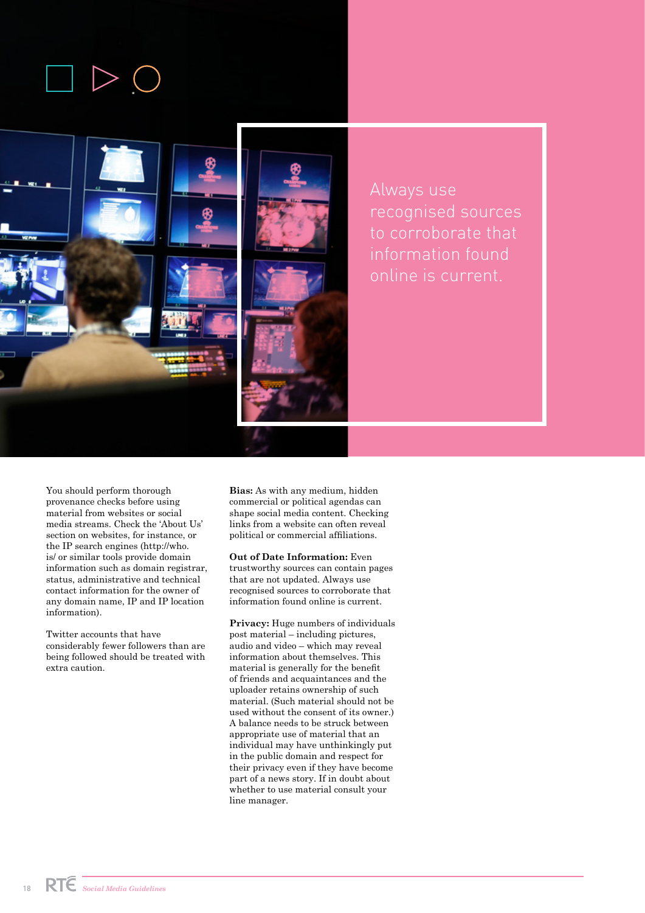Always use recognised sources to corroborate that information found online is current.

You should perform thorough provenance checks before using material from websites or social media streams. Check the 'About Us' section on websites, for instance, or the IP search engines (http://who.is/ or similar tools provide domain information such as domain registrar, status, administrative and technical contact information for the owner of any domain name, IP and IP location information).

Twitter accounts that have considerably fewer followers than are being followed should be treated with extra caution.

**Bias:** As with any medium, hidden commercial or political agendas can shape social media content. Checking links from a website can often reveal political or commercial affiliations.

**Out of Date Information:** Even trustworthy sources can contain pages that are not updated. Always use recognised sources to corroborate that information found online is current.

**Privacy:** Huge numbers of individuals post material – including pictures, audio and video – which may reveal information about themselves. This material is generally for the benefit of friends and acquaintances and the uploader retains ownership of such material. (Such material should not be used without the consent of its owner.) A balance needs to be struck between appropriate use of material that an individual may have unthinkingly put in the public domain and respect for their privacy even if they have become part of a news story. If in doubt about whether to use material consult your line manager.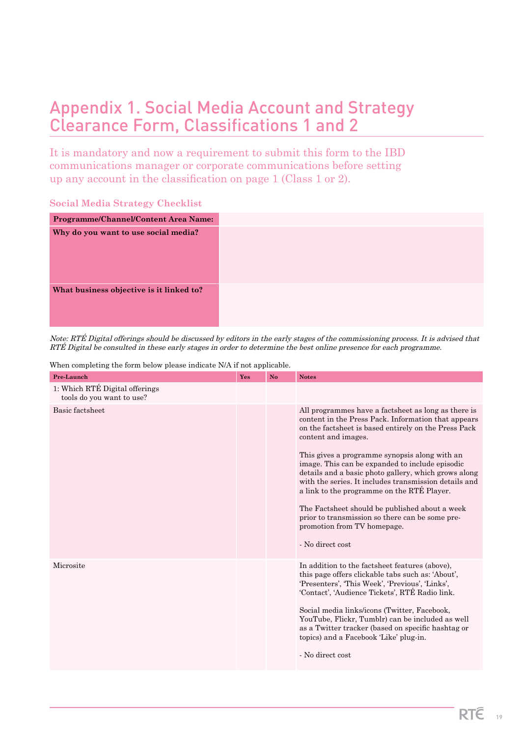# Appendix 1. Social Media Account and Strategy Clearance Form, Classifications 1 and 2

It is mandatory and now a requirement to submit this form to the IBD communications manager or corporate communications before setting up any account in the classification on page 1 (Class 1 or 2).

### Social Media Strategy Checklist

| **Programme/Channel/Content Area Name:** | |
|---|---|
| **Why do you want to use social media?** | |
| **What business objective is it linked to?** | |

*Note: RTÉ Digital offerings should be discussed by editors in the early stages of the commissioning process. It is advised that RTÉ Digital be consulted in these early stages in order to determine the best online presence for each programme.*

When completing the form below please indicate N/A if not applicable.

| Pre-Launch | Yes | No | Notes |
|---|---|---|---|
| 1: Which RTÉ Digital offerings tools do you want to use? | | | |
| Basic factsheet | | | All programmes have a factsheet as long as there is content in the Press Pack. Information that appears on the factsheet is based entirely on the Press Pack content and images.<br><br>This gives a programme synopsis along with an image. This can be expanded to include episodic details and a basic photo gallery, which grows along with the series. It includes transmission details and a link to the programme on the RTÉ Player.<br><br>The Factsheet should be published about a week prior to transmission so there can be some pre-promotion from TV homepage.<br><br>- No direct cost |
| Microsite | | | In addition to the factsheet features (above), this page offers clickable tabs such as: 'About', 'Presenters', 'This Week', 'Previous', 'Links', 'Contact', 'Audience Tickets', RTÉ Radio link.<br><br>Social media links/icons (Twitter, Facebook, YouTube, Flickr, Tumblr) can be included as well as a Twitter tracker (based on specific hashtag or topics) and a Facebook 'Like' plug-in.<br><br>- No direct cost |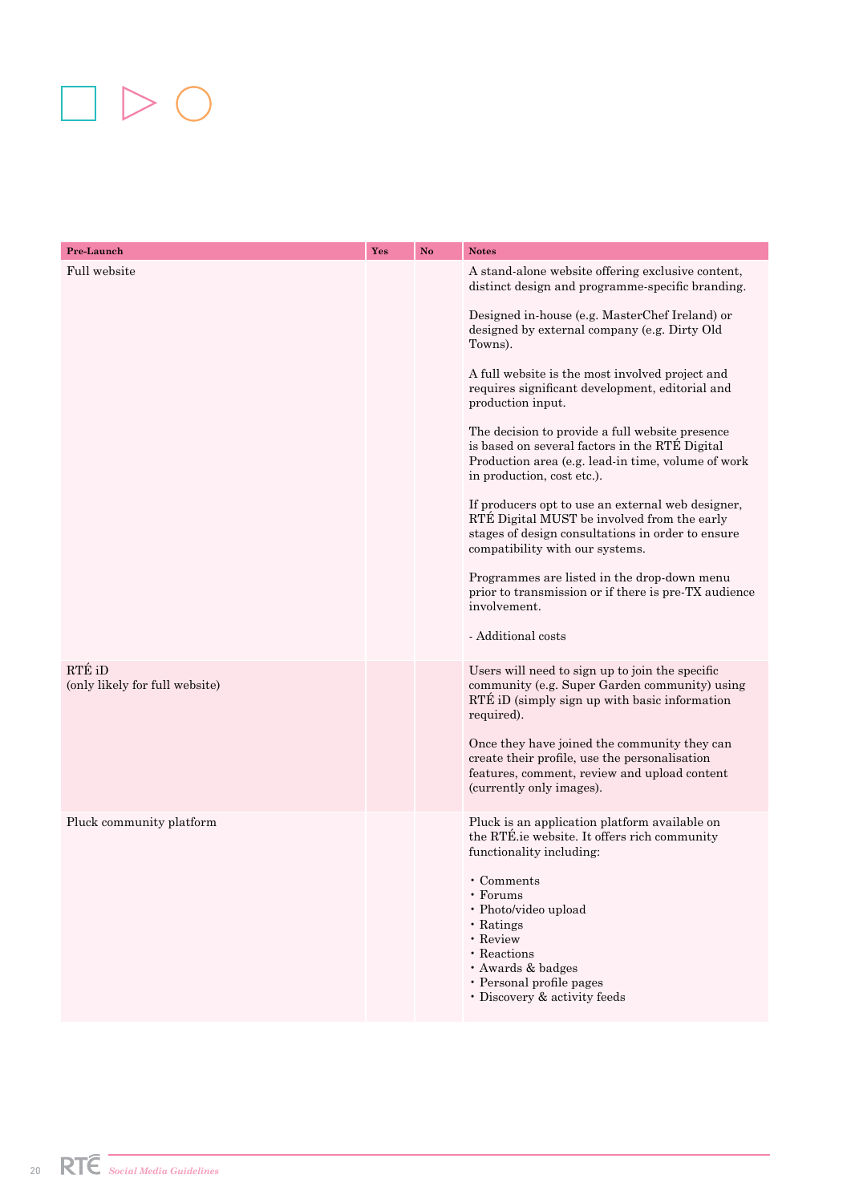| Pre-Launch | Yes | No | Notes |
|---|---|---|---|
| Full website | | | A stand-alone website offering exclusive content, distinct design and programme-specific branding.<br><br>Designed in-house (e.g. MasterChef Ireland) or designed by external company (e.g. Dirty Old Towns).<br><br>A full website is the most involved project and requires significant development, editorial and production input.<br><br>The decision to provide a full website presence is based on several factors in the RTÉ Digital Production area (e.g. lead-in time, volume of work in production, cost etc.).<br><br>If producers opt to use an external web designer, RTÉ Digital MUST be involved from the early stages of design consultations in order to ensure compatibility with our systems.<br><br>Programmes are listed in the drop-down menu prior to transmission or if there is pre-TX audience involvement.<br><br>- Additional costs |
| RTÉ iD<br>(only likely for full website) | | | Users will need to sign up to join the specific community (e.g. Super Garden community) using RTÉ iD (simply sign up with basic information required).<br><br>Once they have joined the community they can create their profile, use the personalisation features, comment, review and upload content (currently only images). |
| Pluck community platform | | | Pluck is an application platform available on the RTÉ.ie website. It offers rich community functionality including:<br><br>• Comments<br>• Forums<br>• Photo/video upload<br>• Ratings<br>• Review<br>• Reactions<br>• Awards & badges<br>• Personal profile pages<br>• Discovery & activity feeds |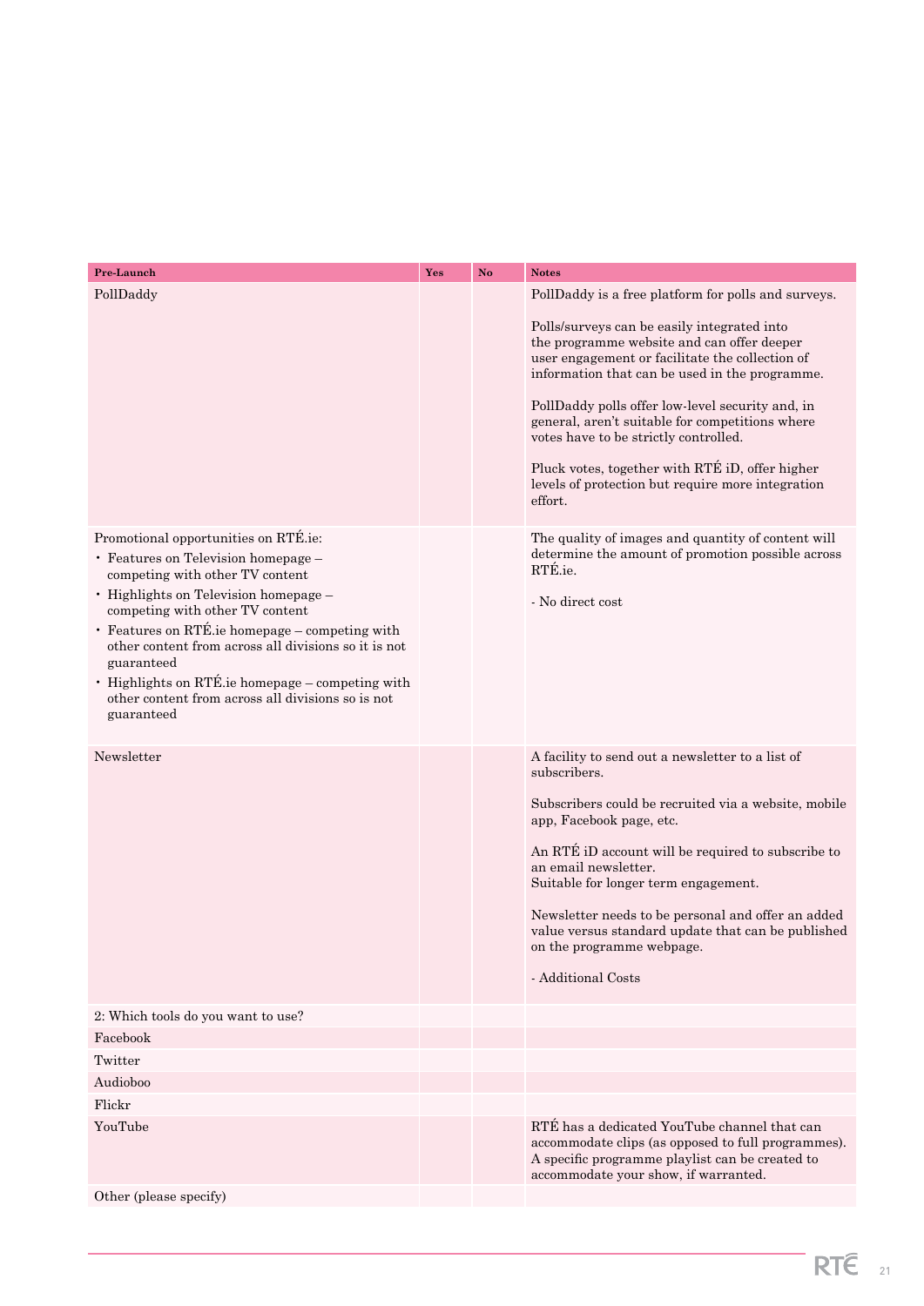| Pre-Launch | Yes | No | Notes |
|---|---|---|---|
| PollDaddy | | | PollDaddy is a free platform for polls and surveys.<br><br>Polls/surveys can be easily integrated into the programme website and can offer deeper user engagement or facilitate the collection of information that can be used in the programme.<br><br>PollDaddy polls offer low-level security and, in general, aren't suitable for competitions where votes have to be strictly controlled.<br><br>Pluck votes, together with RTÉ iD, offer higher levels of protection but require more integration effort. |
| Promotional opportunities on RTÉ.ie:<br>• Features on Television homepage – competing with other TV content<br>• Highlights on Television homepage – competing with other TV content<br>• Features on RTÉ.ie homepage – competing with other content from across all divisions so it is not guaranteed<br>• Highlights on RTÉ.ie homepage – competing with other content from across all divisions so is not guaranteed | | | The quality of images and quantity of content will determine the amount of promotion possible across RTÉ.ie.<br><br>- No direct cost |
| Newsletter | | | A facility to send out a newsletter to a list of subscribers.<br><br>Subscribers could be recruited via a website, mobile app, Facebook page, etc.<br><br>An RTÉ iD account will be required to subscribe to an email newsletter.<br>Suitable for longer term engagement.<br><br>Newsletter needs to be personal and offer an added value versus standard update that can be published on the programme webpage.<br><br>- Additional Costs |
| 2: Which tools do you want to use? | | | |
| Facebook | | | |
| Twitter | | | |
| Audioboo | | | |
| Flickr | | | |
| YouTube | | | RTÉ has a dedicated YouTube channel that can accommodate clips (as opposed to full programmes). A specific programme playlist can be created to accommodate your show, if warranted. |
| Other (please specify) | | | |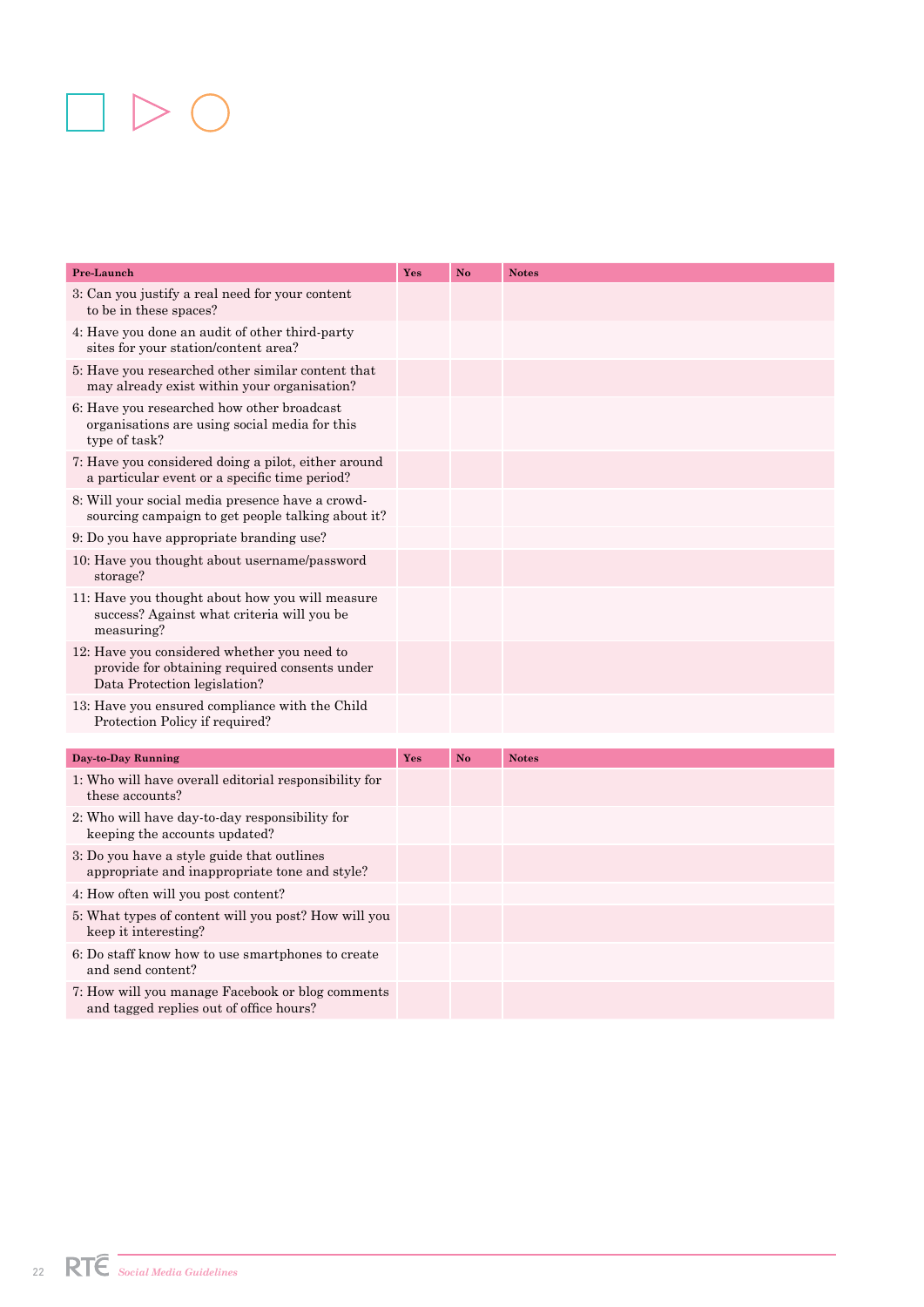| Pre-Launch | Yes | No | Notes |
|---|---|---|---|
| 3: Can you justify a real need for your content to be in these spaces? | | | |
| 4: Have you done an audit of other third-party sites for your station/content area? | | | |
| 5: Have you researched other similar content that may already exist within your organisation? | | | |
| 6: Have you researched how other broadcast organisations are using social media for this type of task? | | | |
| 7: Have you considered doing a pilot, either around a particular event or a specific time period? | | | |
| 8: Will your social media presence have a crowd-sourcing campaign to get people talking about it? | | | |
| 9: Do you have appropriate branding use? | | | |
| 10: Have you thought about username/password storage? | | | |
| 11: Have you thought about how you will measure success? Against what criteria will you be measuring? | | | |
| 12: Have you considered whether you need to provide for obtaining required consents under Data Protection legislation? | | | |
| 13: Have you ensured compliance with the Child Protection Policy if required? | | | |

| Day-to-Day Running | Yes | No | Notes |
|---|---|---|---|
| 1: Who will have overall editorial responsibility for these accounts? | | | |
| 2: Who will have day-to-day responsibility for keeping the accounts updated? | | | |
| 3: Do you have a style guide that outlines appropriate and inappropriate tone and style? | | | |
| 4: How often will you post content? | | | |
| 5: What types of content will you post? How will you keep it interesting? | | | |
| 6: Do staff know how to use smartphones to create and send content? | | | |
| 7: How will you manage Facebook or blog comments and tagged replies out of office hours? | | | |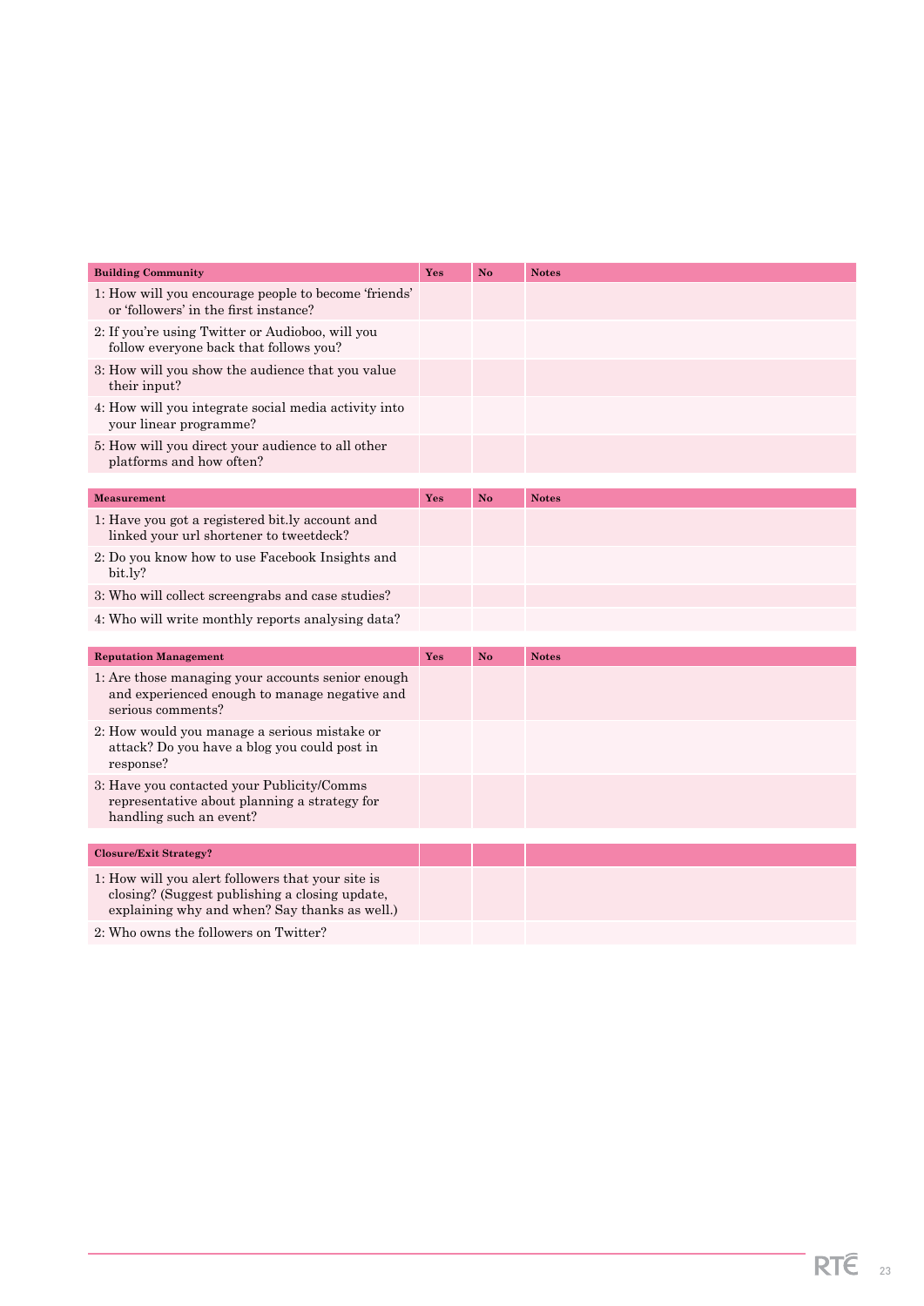| Building Community | Yes | No | Notes |
|---|---|---|---|
| 1: How will you encourage people to become 'friends' or 'followers' in the first instance? | | | |
| 2: If you're using Twitter or Audioboo, will you follow everyone back that follows you? | | | |
| 3: How will you show the audience that you value their input? | | | |
| 4: How will you integrate social media activity into your linear programme? | | | |
| 5: How will you direct your audience to all other platforms and how often? | | | |

| Measurement | Yes | No | Notes |
|---|---|---|---|
| 1: Have you got a registered bit.ly account and linked your url shortener to tweetdeck? | | | |
| 2: Do you know how to use Facebook Insights and bit.ly? | | | |
| 3: Who will collect screengrabs and case studies? | | | |
| 4: Who will write monthly reports analysing data? | | | |

| Reputation Management | Yes | No | Notes |
|---|---|---|---|
| 1: Are those managing your accounts senior enough and experienced enough to manage negative and serious comments? | | | |
| 2: How would you manage a serious mistake or attack? Do you have a blog you could post in response? | | | |
| 3: Have you contacted your Publicity/Comms representative about planning a strategy for handling such an event? | | | |

| Closure/Exit Strategy? | | | |
|---|---|---|---|
| 1: How will you alert followers that your site is closing? (Suggest publishing a closing update, explaining why and when? Say thanks as well.) | | | |
| 2: Who owns the followers on Twitter? | | | |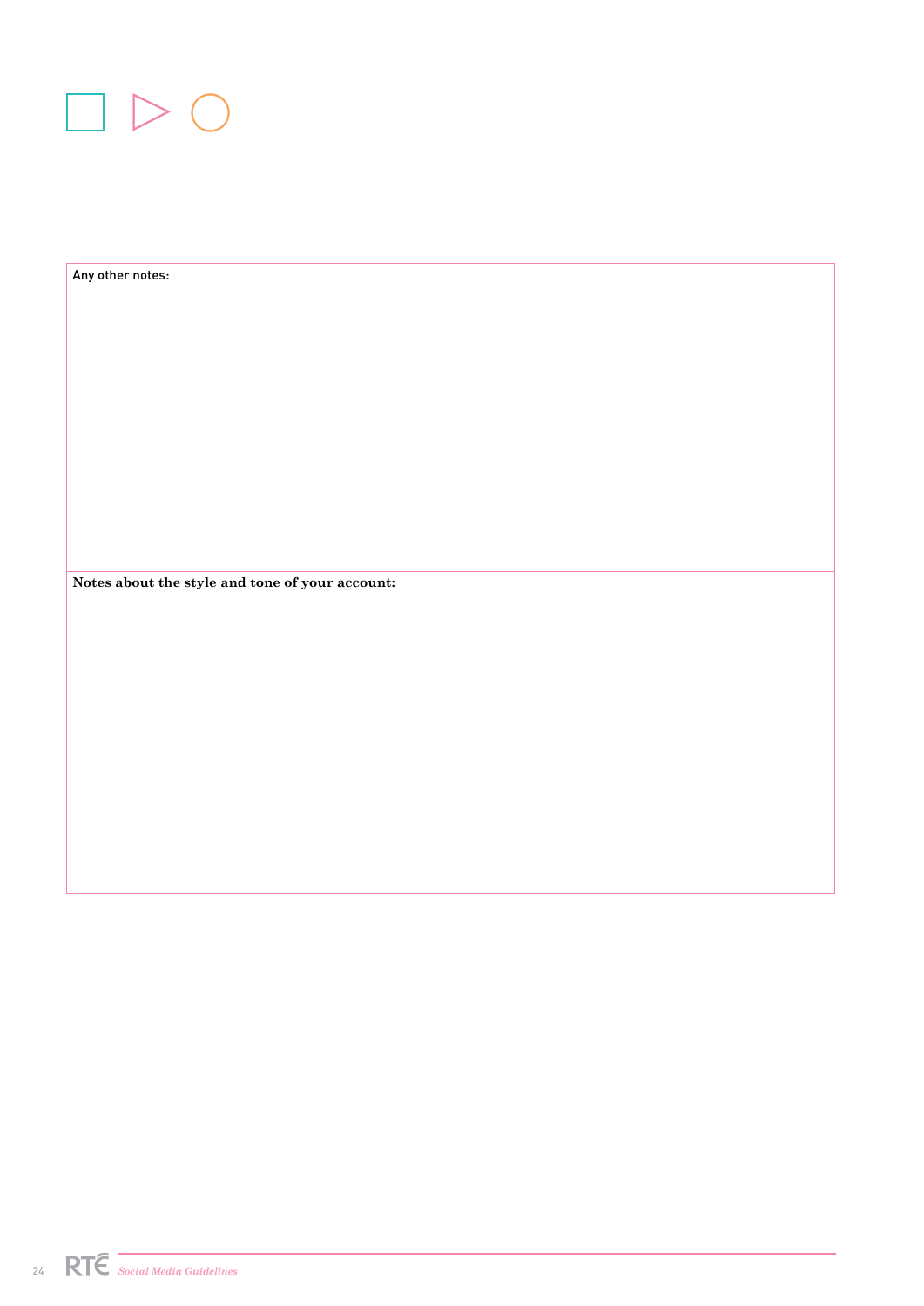Any other notes:

**Notes about the style and tone of your account:**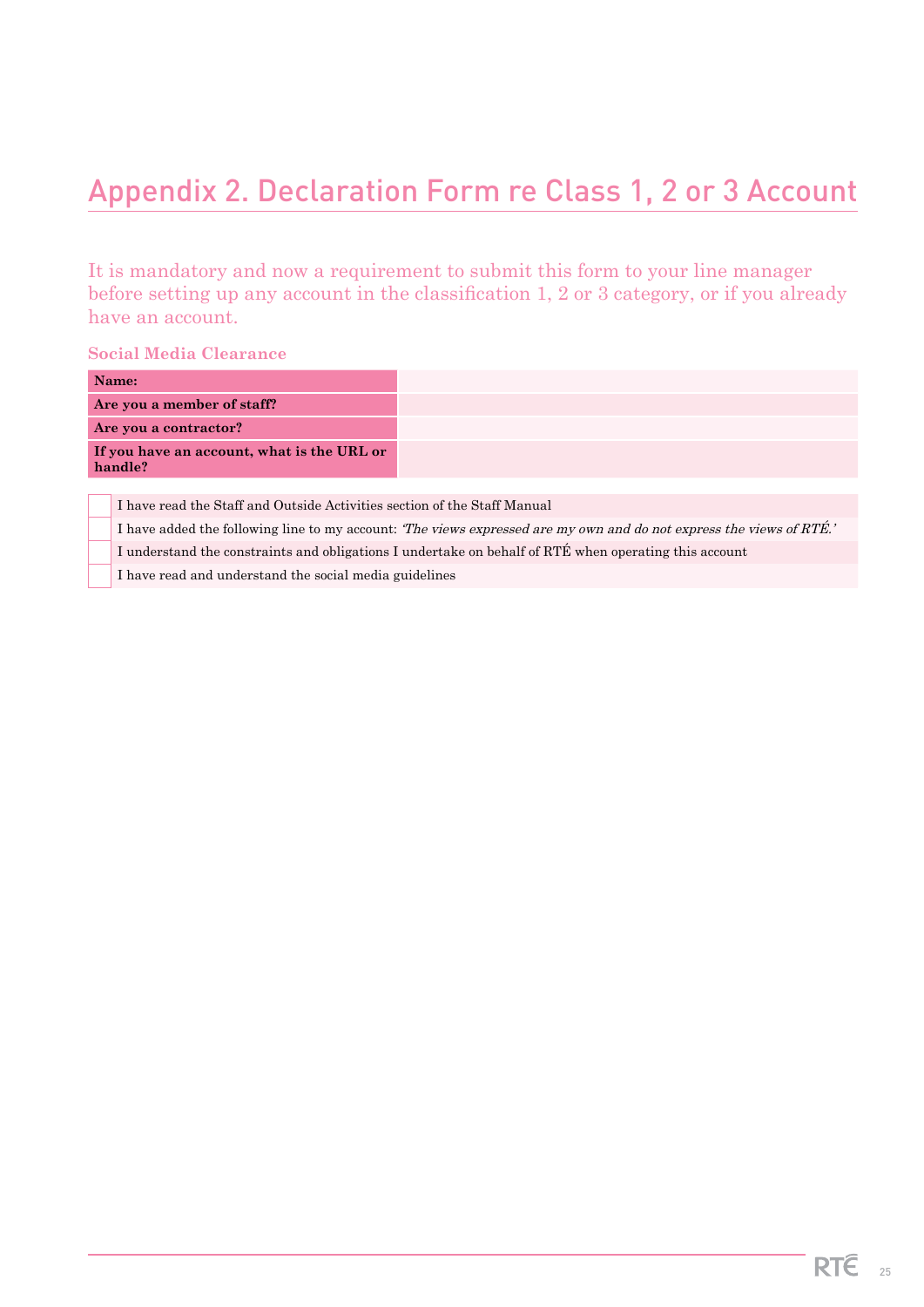# Appendix 2. Declaration Form re Class 1, 2 or 3 Account

It is mandatory and now a requirement to submit this form to your line manager before setting up any account in the classification 1, 2 or 3 category, or if you already have an account.

**Social Media Clearance**

| **Name:** | |
|---|---|
| **Are you a member of staff?** | |
| **Are you a contractor?** | |
| **If you have an account, what is the URL or handle?** | |

- [ ] I have read the Staff and Outside Activities section of the Staff Manual
- [ ] I have added the following line to my account: *'The views expressed are my own and do not express the views of RTÉ.'*
- [ ] I understand the constraints and obligations I undertake on behalf of RTÉ when operating this account
- [ ] I have read and understand the social media guidelines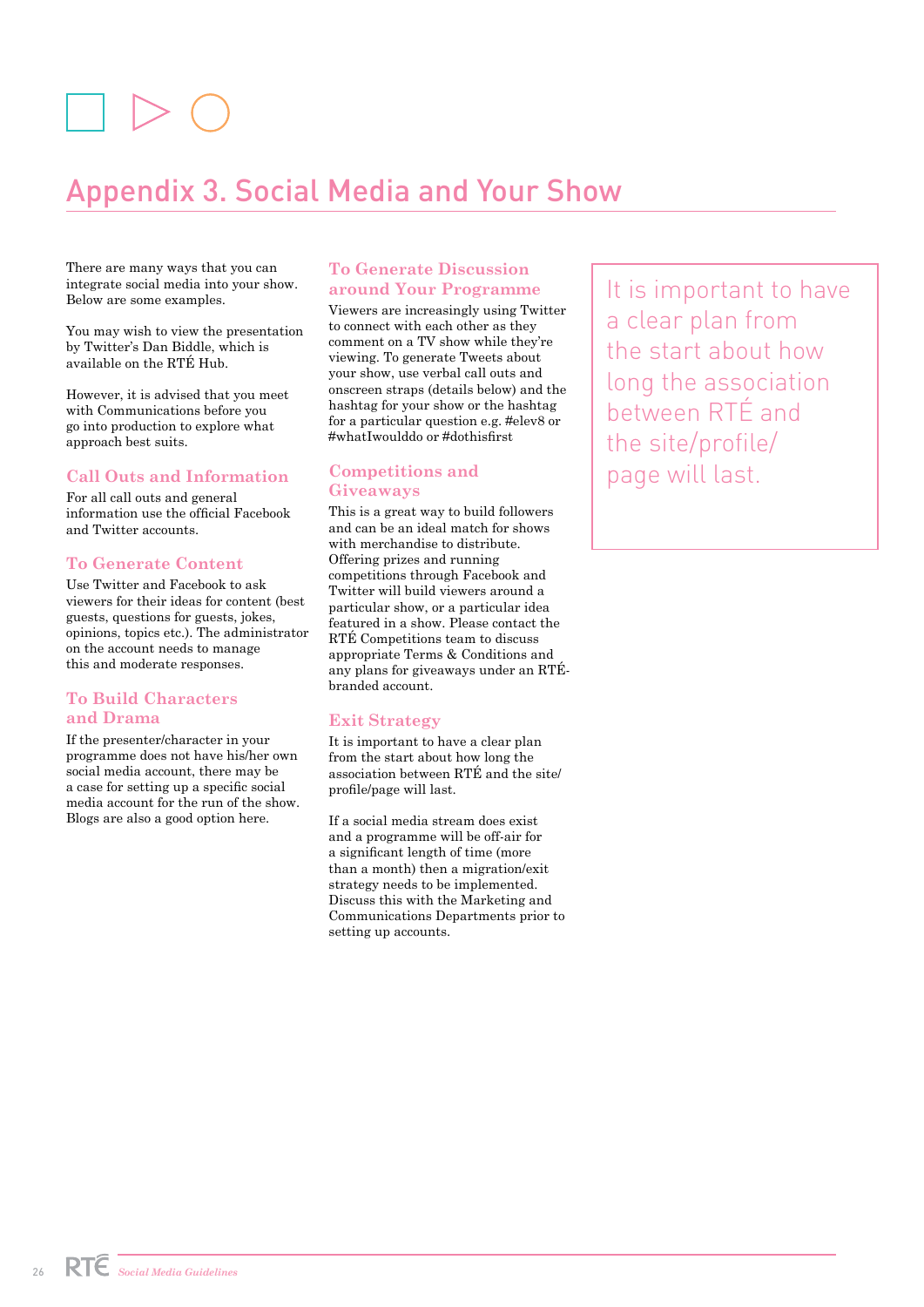# Appendix 3. Social Media and Your Show

There are many ways that you can integrate social media into your show. Below are some examples.

You may wish to view the presentation by Twitter's Dan Biddle, which is available on the RTÉ Hub.

However, it is advised that you meet with Communications before you go into production to explore what approach best suits.

### Call Outs and Information

For all call outs and general information use the official Facebook and Twitter accounts.

### To Generate Content

Use Twitter and Facebook to ask viewers for their ideas for content (best guests, questions for guests, jokes, opinions, topics etc.). The administrator on the account needs to manage this and moderate responses.

### To Build Characters and Drama

If the presenter/character in your programme does not have his/her own social media account, there may be a case for setting up a specific social media account for the run of the show. Blogs are also a good option here.

### To Generate Discussion around Your Programme

Viewers are increasingly using Twitter to connect with each other as they comment on a TV show while they're viewing. To generate Tweets about your show, use verbal call outs and onscreen straps (details below) and the hashtag for your show or the hashtag for a particular question e.g. #elev8 or #whatIwoulddo or #dothisfirst

### Competitions and Giveaways

This is a great way to build followers and can be an ideal match for shows with merchandise to distribute. Offering prizes and running competitions through Facebook and Twitter will build viewers around a particular show, or a particular idea featured in a show. Please contact the RTÉ Competitions team to discuss appropriate Terms & Conditions and any plans for giveaways under an RTÉ-branded account.

### Exit Strategy

It is important to have a clear plan from the start about how long the association between RTÉ and the site/profile/page will last.

If a social media stream does exist and a programme will be off-air for a significant length of time (more than a month) then a migration/exit strategy needs to be implemented. Discuss this with the Marketing and Communications Departments prior to setting up accounts.

> It is important to have a clear plan from the start about how long the association between RTÉ and the site/profile/page will last.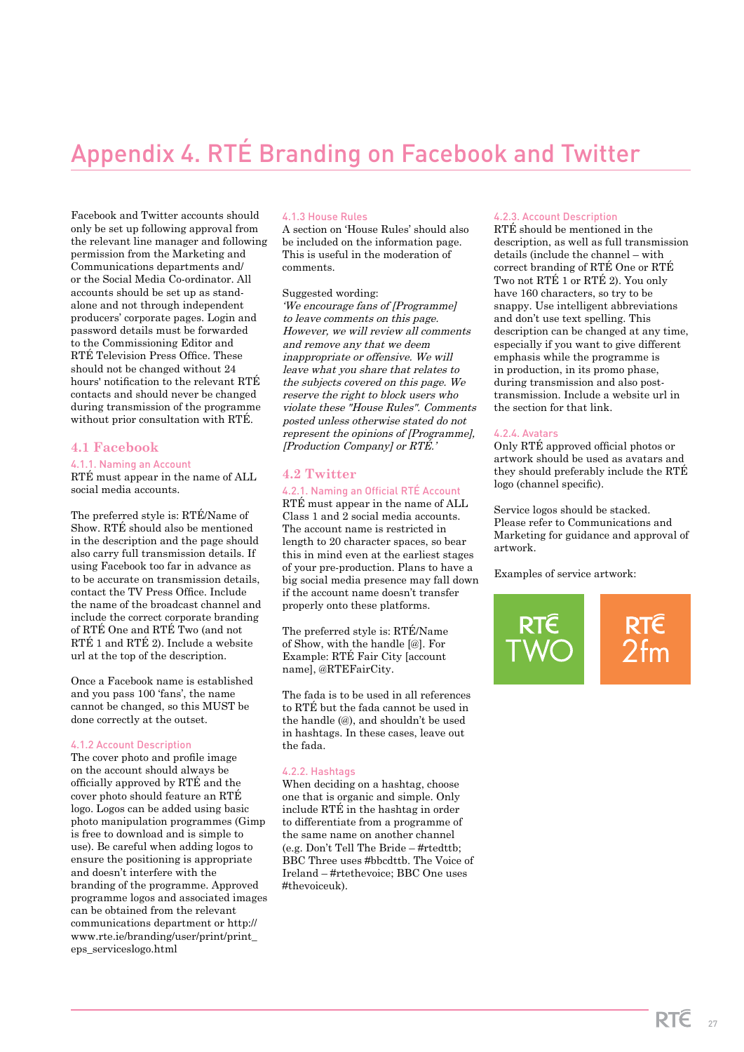# Appendix 4. RTÉ Branding on Facebook and Twitter

Facebook and Twitter accounts should only be set up following approval from the relevant line manager and following permission from the Marketing and Communications departments and/or the Social Media Co-ordinator. All accounts should be set up as stand-alone and not through independent producers' corporate pages. Login and password details must be forwarded to the Commissioning Editor and RTÉ Television Press Office. These should not be changed without 24 hours' notification to the relevant RTÉ contacts and should never be changed during transmission of the programme without prior consultation with RTÉ.

## 4.1 Facebook

### 4.1.1. Naming an Account

RTÉ must appear in the name of ALL social media accounts.

The preferred style is: RTÉ/Name of Show. RTÉ should also be mentioned in the description and the page should also carry full transmission details. If using Facebook too far in advance as to be accurate on transmission details, contact the TV Press Office. Include the name of the broadcast channel and include the correct corporate branding of RTÉ One and RTÉ Two (and not RTÉ 1 and RTÉ 2). Include a website url at the top of the description.

Once a Facebook name is established and you pass 100 'fans', the name cannot be changed, so this MUST be done correctly at the outset.

### 4.1.2 Account Description

The cover photo and profile image on the account should always be officially approved by RTÉ and the cover photo should feature an RTÉ logo. Logos can be added using basic photo manipulation programmes (Gimp is free to download and is simple to use). Be careful when adding logos to ensure the positioning is appropriate and doesn't interfere with the branding of the programme. Approved programme logos and associated images can be obtained from the relevant communications department or http://www.rte.ie/branding/user/print/print_eps_serviceslogo.html

### 4.1.3 House Rules

A section on 'House Rules' should also be included on the information page. This is useful in the moderation of comments.

Suggested wording:
*'We encourage fans of [Programme] to leave comments on this page. However, we will review all comments and remove any that we deem inappropriate or offensive. We will leave what you share that relates to the subjects covered on this page. We reserve the right to block users who violate these "House Rules". Comments posted unless otherwise stated do not represent the opinions of [Programme], [Production Company] or RTÉ.'*

## 4.2 Twitter

### 4.2.1. Naming an Official RTÉ Account

RTÉ must appear in the name of ALL Class 1 and 2 social media accounts. The account name is restricted in length to 20 character spaces, so bear this in mind even at the earliest stages of your pre-production. Plans to have a big social media presence may fall down if the account name doesn't transfer properly onto these platforms.

The preferred style is: RTÉ/Name of Show, with the handle [@]. For Example: RTÉ Fair City [account name], @RTEFairCity.

The fada is to be used in all references to RTÉ but the fada cannot be used in the handle (@), and shouldn't be used in hashtags. In these cases, leave out the fada.

### 4.2.2. Hashtags

When deciding on a hashtag, choose one that is organic and simple. Only include RTÉ in the hashtag in order to differentiate from a programme of the same name on another channel (e.g. Don't Tell The Bride – #rtedttb; BBC Three uses #bbcdttb. The Voice of Ireland – #rtethevoice; BBC One uses #thevoiceuk).

### 4.2.3. Account Description

RTÉ should be mentioned in the description, as well as full transmission details (include the channel – with correct branding of RTÉ One or RTÉ Two not RTÉ 1 or RTÉ 2). You only have 160 characters, so try to be snappy. Use intelligent abbreviations and don't use text spelling. This description can be changed at any time, especially if you want to give different emphasis while the programme is in production, in its promo phase, during transmission and also post-transmission. Include a website url in the section for that link.

### 4.2.4. Avatars

Only RTÉ approved official photos or artwork should be used as avatars and they should preferably include the RTÉ logo (channel specific).

Service logos should be stacked. Please refer to Communications and Marketing for guidance and approval of artwork.

Examples of service artwork:

RTÉ TWO

RTÉ 2fm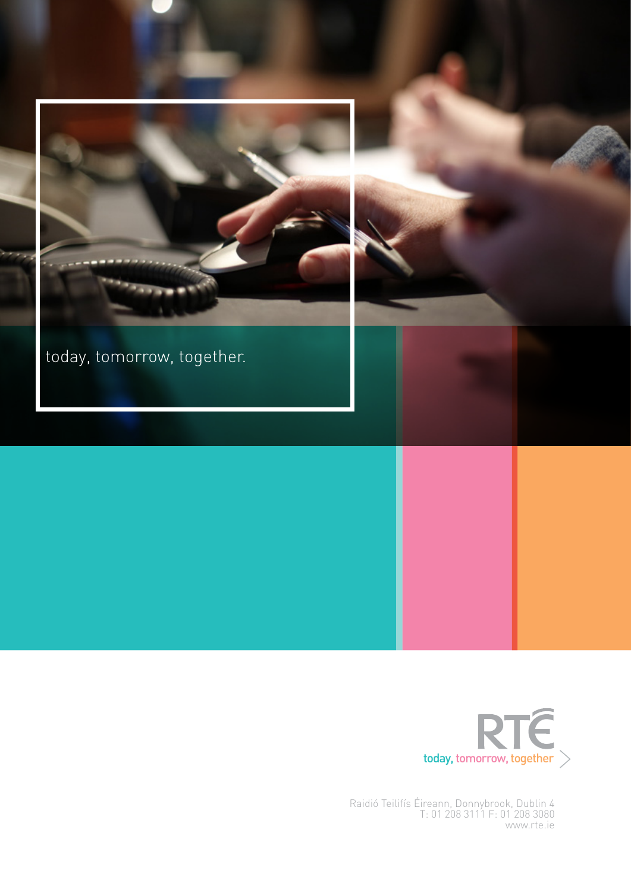today, tomorrow, together.

RTÉ

today, tomorrow, together

Raidió Teilifís Éireann, Donnybrook, Dublin 4
T: 01 208 3111 F: 01 208 3080
www.rte.ie